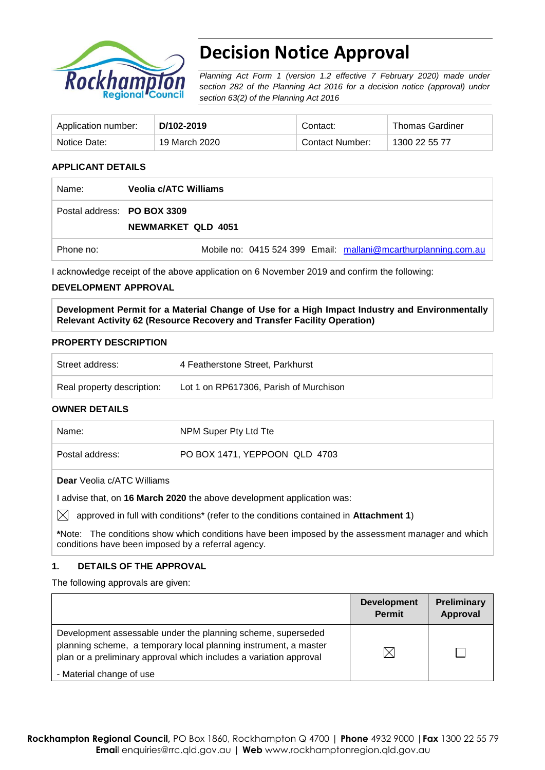# Decision Notice Approval

*Planning Act Form 1 (version 1.2 effective 7 February 2020) made under section 282 of the Planning Act 2016 for a decision notice (approval) under section 63(2) of the Planning Act 2016*

| Application number: | **D/102-2019** | Contact: | Thomas Gardiner |
|---|---|---|---|
| Notice Date: | 19 March 2020 | Contact Number: | 1300 22 55 77 |

**APPLICANT DETAILS**

| | |
|---|---|
| Name: | **Veolia c/ATC Williams** |
| Postal address: | **PO BOX 3309**<br>**NEWMARKET QLD 4051** |
| Phone no: | Mobile no: 0415 524 399 Email: mallani@mcarthurplanning.com.au |

I acknowledge receipt of the above application on 6 November 2019 and confirm the following:

**DEVELOPMENT APPROVAL**

**Development Permit for a Material Change of Use for a High Impact Industry and Environmentally Relevant Activity 62 (Resource Recovery and Transfer Facility Operation)**

**PROPERTY DESCRIPTION**

| | |
|---|---|
| Street address: | 4 Featherstone Street, Parkhurst |
| Real property description: | Lot 1 on RP617306, Parish of Murchison |

**OWNER DETAILS**

| | |
|---|---|
| Name: | NPM Super Pty Ltd Tte |
| Postal address: | PO BOX 1471, YEPPOON QLD 4703 |

**Dear** Veolia c/ATC Williams

I advise that, on **16 March 2020** the above development application was:

☒ approved in full with conditions* (refer to the conditions contained in **Attachment 1**)

***Note:** The conditions show which conditions have been imposed by the assessment manager and which conditions have been imposed by a referral agency.

## 1. DETAILS OF THE APPROVAL

The following approvals are given:

| | Development Permit | Preliminary Approval |
|---|---|---|
| Development assessable under the planning scheme, superseded planning scheme, a temporary local planning instrument, a master plan or a preliminary approval which includes a variation approval<br>- Material change of use | ☒ | ☐ |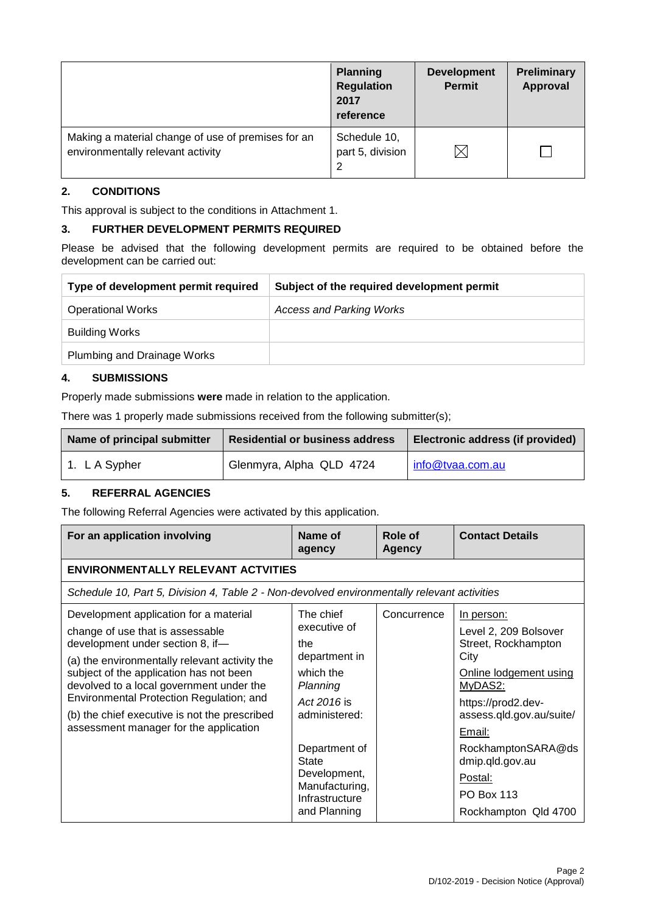| | Planning Regulation 2017 reference | Development Permit | Preliminary Approval |
|---|---|---|---|
| Making a material change of use of premises for an environmentally relevant activity | Schedule 10, part 5, division 2 | ☒ | ☐ |

## 2. CONDITIONS

This approval is subject to the conditions in Attachment 1.

## 3. FURTHER DEVELOPMENT PERMITS REQUIRED

Please be advised that the following development permits are required to be obtained before the development can be carried out:

| Type of development permit required | Subject of the required development permit |
|---|---|
| Operational Works | *Access and Parking Works* |
| Building Works | |
| Plumbing and Drainage Works | |

## 4. SUBMISSIONS

Properly made submissions **were** made in relation to the application.

There was 1 properly made submissions received from the following submitter(s);

| Name of principal submitter | Residential or business address | Electronic address (if provided) |
|---|---|---|
| 1. L A Sypher | Glenmyra, Alpha QLD 4724 | info@tvaa.com.au |

## 5. REFERRAL AGENCIES

The following Referral Agencies were activated by this application.

| For an application involving | Name of agency | Role of Agency | Contact Details |
|---|---|---|---|
| **ENVIRONMENTALLY RELEVANT ACTVITIES** | | | |
| *Schedule 10, Part 5, Division 4, Table 2 - Non-devolved environmentally relevant activities* | | | |
| Development application for a material change of use that is assessable development under section 8, if— (a) the environmentally relevant activity the subject of the application has not been devolved to a local government under the Environmental Protection Regulation; and (b) the chief executive is not the prescribed assessment manager for the application | The chief executive of the department in which the *Planning Act 2016* is administered: Department of State Development, Manufacturing, Infrastructure and Planning | Concurrence | In person: Level 2, 209 Bolsover Street, Rockhampton City<br>Online lodgement using MyDAS2: https://prod2.dev-assess.qld.gov.au/suite/<br>Email: RockhamptonSARA@dsdmip.qld.gov.au<br>Postal: PO Box 113 Rockhampton Qld 4700 |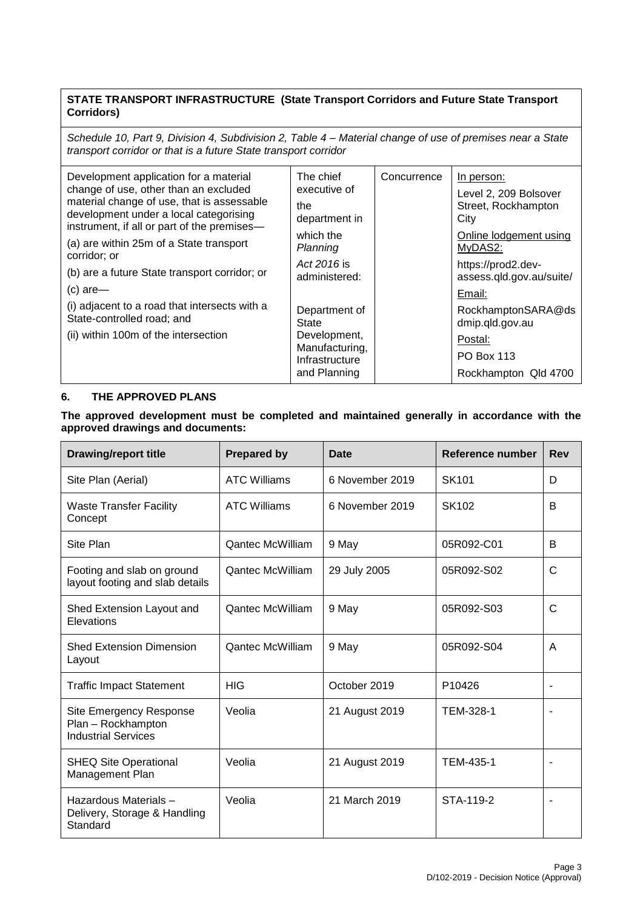| **STATE TRANSPORT INFRASTRUCTURE (State Transport Corridors and Future State Transport Corridors)** | | | |
|---|---|---|---|
| *Schedule 10, Part 9, Division 4, Subdivision 2, Table 4 – Material change of use of premises near a State transport corridor or that is a future State transport corridor* | | | |
| Development application for a material change of use, other than an excluded material change of use, that is assessable development under a local categorising instrument, if all or part of the premises—<br>(a) are within 25m of a State transport corridor; or<br>(b) are a future State transport corridor; or<br>(c) are—<br>(i) adjacent to a road that intersects with a State-controlled road; and<br>(ii) within 100m of the intersection | The chief executive of the department in which the *Planning Act 2016* is administered:<br><br>Department of State Development, Manufacturing, Infrastructure and Planning | Concurrence | In person:<br>Level 2, 209 Bolsover Street, Rockhampton City<br>Online lodgement using MyDAS2:<br>https://prod2.dev-assess.qld.gov.au/suite/<br>Email:<br>RockhamptonSARA@dsdmip.qld.gov.au<br>Postal:<br>PO Box 113<br>Rockhampton Qld 4700 |

## 6. THE APPROVED PLANS

**The approved development must be completed and maintained generally in accordance with the approved drawings and documents:**

| Drawing/report title | Prepared by | Date | Reference number | Rev |
|---|---|---|---|---|
| Site Plan (Aerial) | ATC Williams | 6 November 2019 | SK101 | D |
| Waste Transfer Facility Concept | ATC Williams | 6 November 2019 | SK102 | B |
| Site Plan | Qantec McWilliam | 9 May | 05R092-C01 | B |
| Footing and slab on ground layout footing and slab details | Qantec McWilliam | 29 July 2005 | 05R092-S02 | C |
| Shed Extension Layout and Elevations | Qantec McWilliam | 9 May | 05R092-S03 | C |
| Shed Extension Dimension Layout | Qantec McWilliam | 9 May | 05R092-S04 | A |
| Traffic Impact Statement | HIG | October 2019 | P10426 | - |
| Site Emergency Response Plan – Rockhampton Industrial Services | Veolia | 21 August 2019 | TEM-328-1 | - |
| SHEQ Site Operational Management Plan | Veolia | 21 August 2019 | TEM-435-1 | - |
| Hazardous Materials – Delivery, Storage & Handling Standard | Veolia | 21 March 2019 | STA-119-2 | - |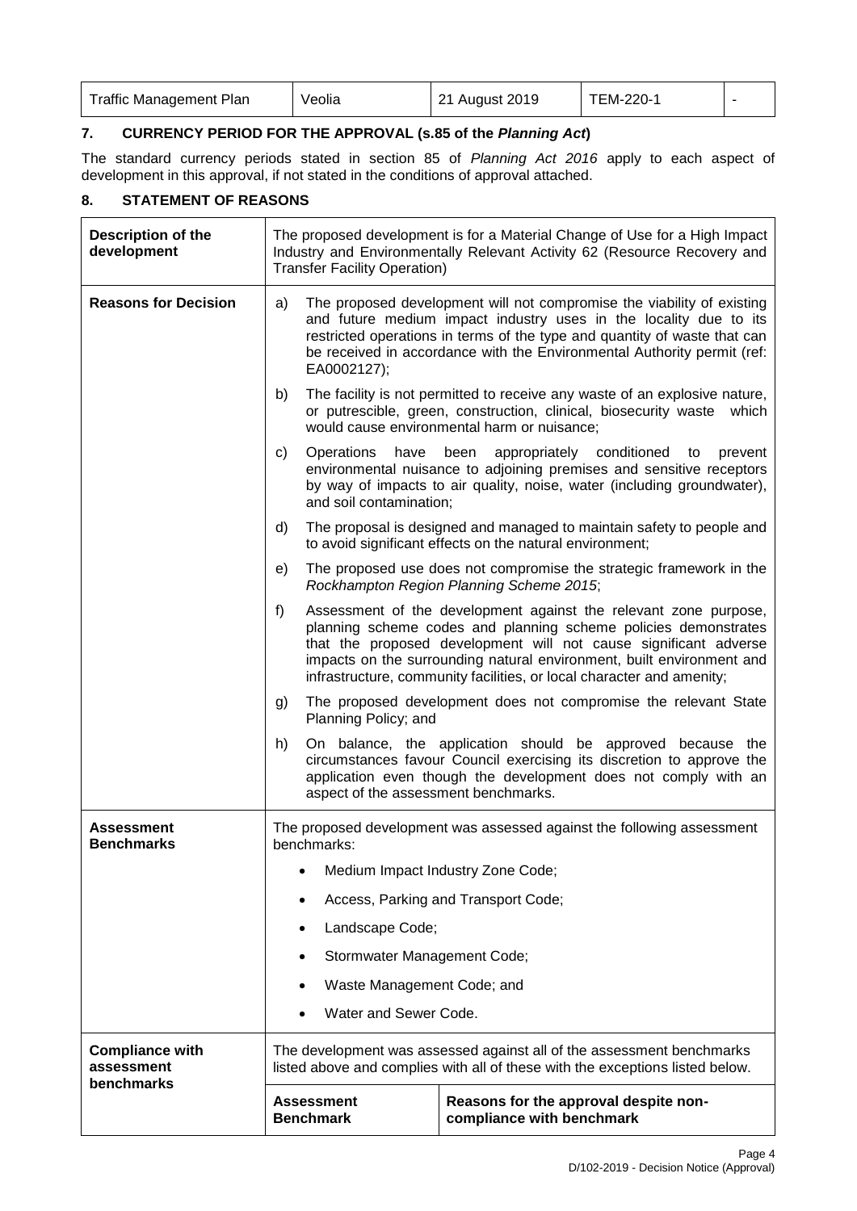| Traffic Management Plan | Veolia | 21 August 2019 | TEM-220-1 | - |
|---|---|---|---|---|

## 7. CURRENCY PERIOD FOR THE APPROVAL (s.85 of the *Planning Act*)

The standard currency periods stated in section 85 of *Planning Act 2016* apply to each aspect of development in this approval, if not stated in the conditions of approval attached.

## 8. STATEMENT OF REASONS

| | | |
|---|---|---|
| **Description of the development** | The proposed development is for a Material Change of Use for a High Impact Industry and Environmentally Relevant Activity 62 (Resource Recovery and Transfer Facility Operation) | |
| **Reasons for Decision** | a) The proposed development will not compromise the viability of existing and future medium impact industry uses in the locality due to its restricted operations in terms of the type and quantity of waste that can be received in accordance with the Environmental Authority permit (ref: EA0002127);<br><br>b) The facility is not permitted to receive any waste of an explosive nature, or putrescible, green, construction, clinical, biosecurity waste which would cause environmental harm or nuisance;<br><br>c) Operations have been appropriately conditioned to prevent environmental nuisance to adjoining premises and sensitive receptors by way of impacts to air quality, noise, water (including groundwater), and soil contamination;<br><br>d) The proposal is designed and managed to maintain safety to people and to avoid significant effects on the natural environment;<br><br>e) The proposed use does not compromise the strategic framework in the *Rockhampton Region Planning Scheme 2015*;<br><br>f) Assessment of the development against the relevant zone purpose, planning scheme codes and planning scheme policies demonstrates that the proposed development will not cause significant adverse impacts on the surrounding natural environment, built environment and infrastructure, community facilities, or local character and amenity;<br><br>g) The proposed development does not compromise the relevant State Planning Policy; and<br><br>h) On balance, the application should be approved because the circumstances favour Council exercising its discretion to approve the application even though the development does not comply with an aspect of the assessment benchmarks. | |
| **Assessment Benchmarks** | The proposed development was assessed against the following assessment benchmarks:<br>• Medium Impact Industry Zone Code;<br>• Access, Parking and Transport Code;<br>• Landscape Code;<br>• Stormwater Management Code;<br>• Waste Management Code; and<br>• Water and Sewer Code. | |
| **Compliance with assessment benchmarks** | The development was assessed against all of the assessment benchmarks listed above and complies with all of these with the exceptions listed below. | |
| | **Assessment Benchmark** | **Reasons for the approval despite non-compliance with benchmark** |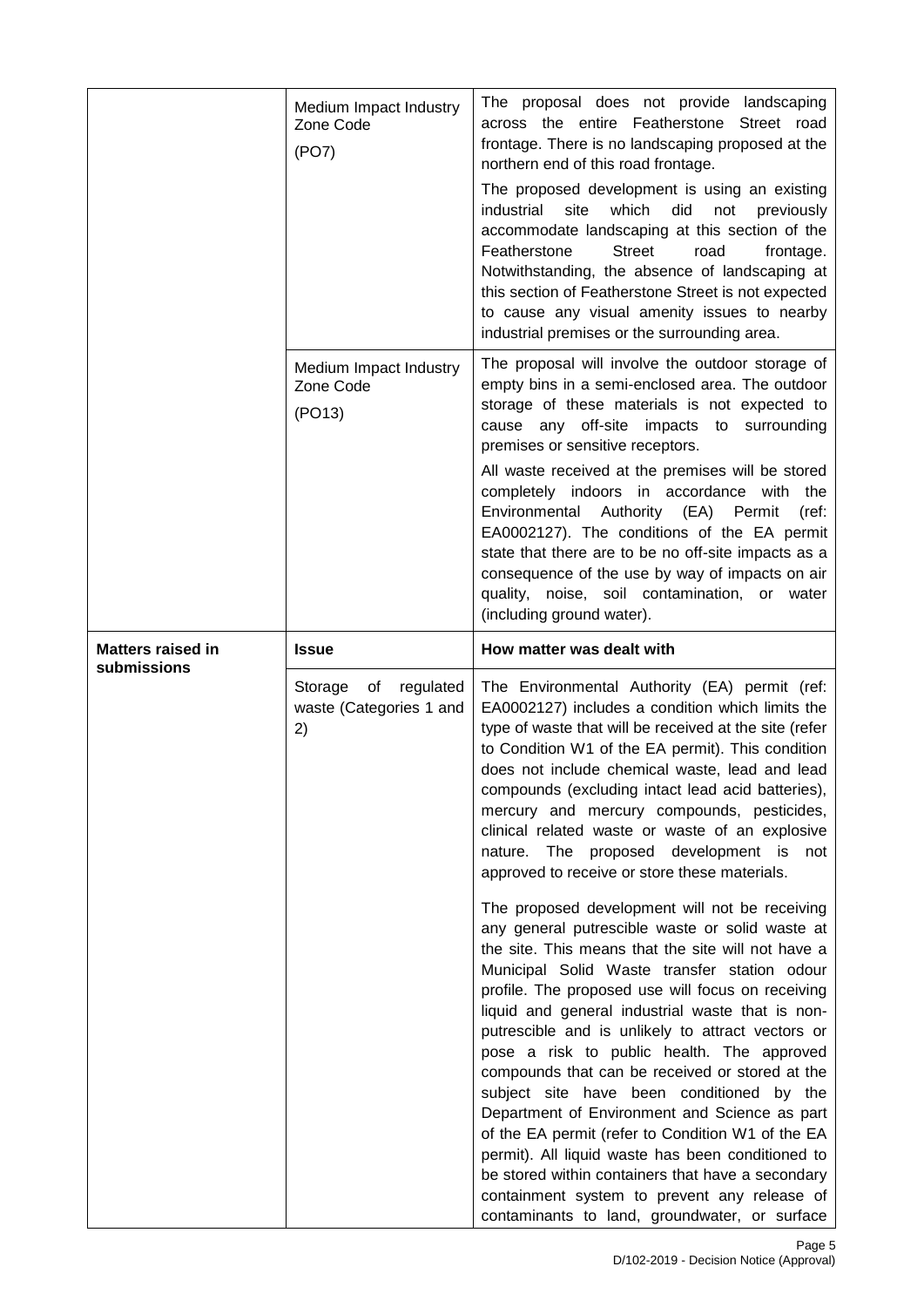| | | |
|---|---|---|
| | Medium Impact Industry Zone Code (PO7) | The proposal does not provide landscaping across the entire Featherstone Street road frontage. There is no landscaping proposed at the northern end of this road frontage.<br><br>The proposed development is using an existing industrial site which did not previously accommodate landscaping at this section of the Featherstone Street road frontage. Notwithstanding, the absence of landscaping at this section of Featherstone Street is not expected to cause any visual amenity issues to nearby industrial premises or the surrounding area. |
| | Medium Impact Industry Zone Code (PO13) | The proposal will involve the outdoor storage of empty bins in a semi-enclosed area. The outdoor storage of these materials is not expected to cause any off-site impacts to surrounding premises or sensitive receptors.<br><br>All waste received at the premises will be stored completely indoors in accordance with the Environmental Authority (EA) Permit (ref: EA0002127). The conditions of the EA permit state that there are to be no off-site impacts as a consequence of the use by way of impacts on air quality, noise, soil contamination, or water (including ground water). |
| **Matters raised in submissions** | **Issue** | **How matter was dealt with** |
| | Storage of regulated waste (Categories 1 and 2) | The Environmental Authority (EA) permit (ref: EA0002127) includes a condition which limits the type of waste that will be received at the site (refer to Condition W1 of the EA permit). This condition does not include chemical waste, lead and lead compounds (excluding intact lead acid batteries), mercury and mercury compounds, pesticides, clinical related waste or waste of an explosive nature. The proposed development is not approved to receive or store these materials.<br><br>The proposed development will not be receiving any general putrescible waste or solid waste at the site. This means that the site will not have a Municipal Solid Waste transfer station odour profile. The proposed use will focus on receiving liquid and general industrial waste that is non-putrescible and is unlikely to attract vectors or pose a risk to public health. The approved compounds that can be received or stored at the subject site have been conditioned by the Department of Environment and Science as part of the EA permit (refer to Condition W1 of the EA permit). All liquid waste has been conditioned to be stored within containers that have a secondary containment system to prevent any release of contaminants to land, groundwater, or surface |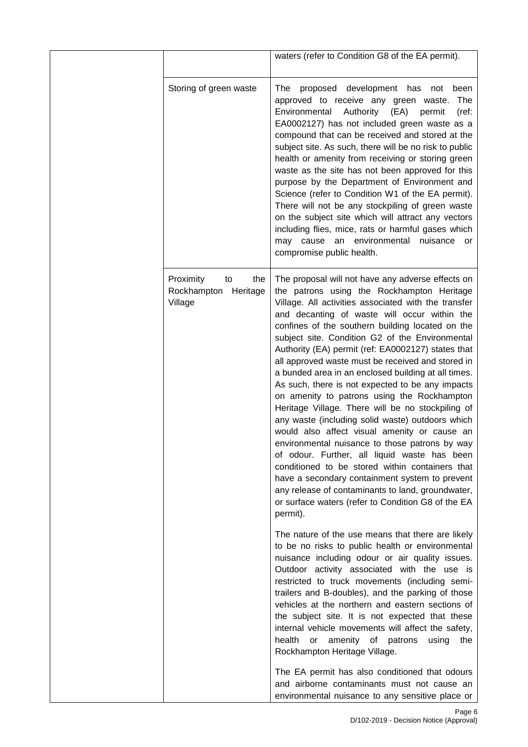| | | |
|---|---|---|
| | | waters (refer to Condition G8 of the EA permit). |
| | Storing of green waste | The proposed development has not been approved to receive any green waste. The Environmental Authority (EA) permit (ref: EA0002127) has not included green waste as a compound that can be received and stored at the subject site. As such, there will be no risk to public health or amenity from receiving or storing green waste as the site has not been approved for this purpose by the Department of Environment and Science (refer to Condition W1 of the EA permit). There will not be any stockpiling of green waste on the subject site which will attract any vectors including flies, mice, rats or harmful gases which may cause an environmental nuisance or compromise public health. |
| | Proximity to the Rockhampton Heritage Village | The proposal will not have any adverse effects on the patrons using the Rockhampton Heritage Village. All activities associated with the transfer and decanting of waste will occur within the confines of the southern building located on the subject site. Condition G2 of the Environmental Authority (EA) permit (ref: EA0002127) states that all approved waste must be received and stored in a bunded area in an enclosed building at all times. As such, there is not expected to be any impacts on amenity to patrons using the Rockhampton Heritage Village. There will be no stockpiling of any waste (including solid waste) outdoors which would also affect visual amenity or cause an environmental nuisance to those patrons by way of odour. Further, all liquid waste has been conditioned to be stored within containers that have a secondary containment system to prevent any release of contaminants to land, groundwater, or surface waters (refer to Condition G8 of the EA permit).<br><br>The nature of the use means that there are likely to be no risks to public health or environmental nuisance including odour or air quality issues. Outdoor activity associated with the use is restricted to truck movements (including semi-trailers and B-doubles), and the parking of those vehicles at the northern and eastern sections of the subject site. It is not expected that these internal vehicle movements will affect the safety, health or amenity of patrons using the Rockhampton Heritage Village.<br><br>The EA permit has also conditioned that odours and airborne contaminants must not cause an environmental nuisance to any sensitive place or |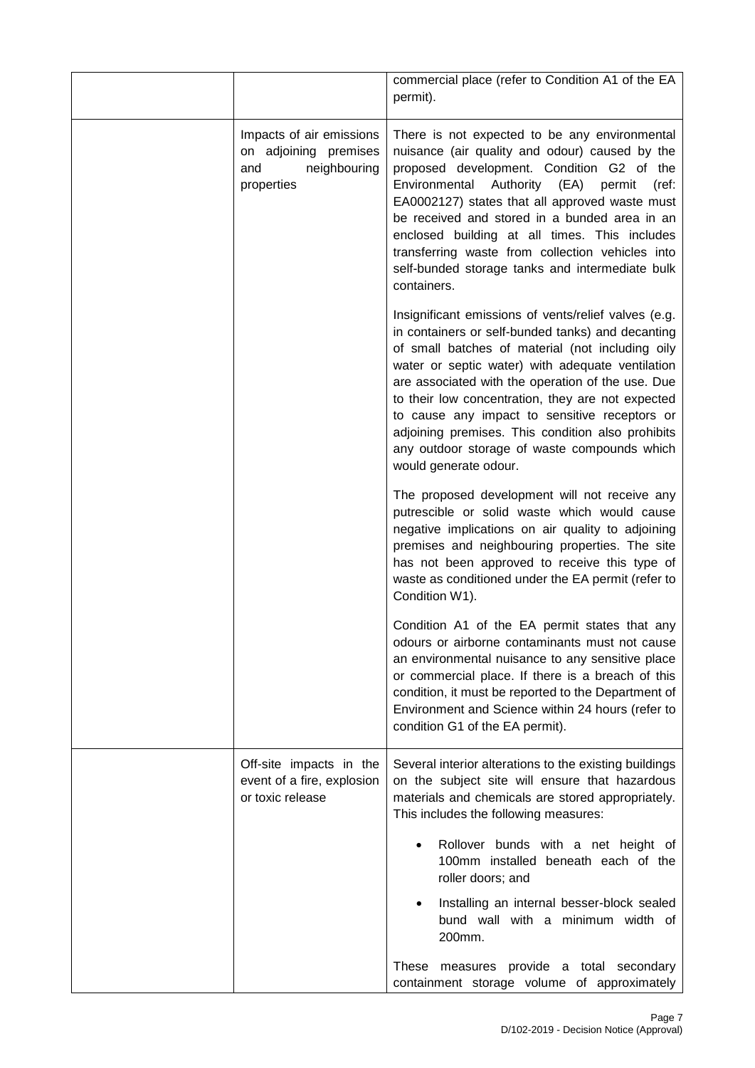| | | |
|---|---|---|
| | | commercial place (refer to Condition A1 of the EA permit). |
| | Impacts of air emissions on adjoining premises and neighbouring properties | There is not expected to be any environmental nuisance (air quality and odour) caused by the proposed development. Condition G2 of the Environmental Authority (EA) permit (ref: EA0002127) states that all approved waste must be received and stored in a bunded area in an enclosed building at all times. This includes transferring waste from collection vehicles into self-bunded storage tanks and intermediate bulk containers.<br><br>Insignificant emissions of vents/relief valves (e.g. in containers or self-bunded tanks) and decanting of small batches of material (not including oily water or septic water) with adequate ventilation are associated with the operation of the use. Due to their low concentration, they are not expected to cause any impact to sensitive receptors or adjoining premises. This condition also prohibits any outdoor storage of waste compounds which would generate odour.<br><br>The proposed development will not receive any putrescible or solid waste which would cause negative implications on air quality to adjoining premises and neighbouring properties. The site has not been approved to receive this type of waste as conditioned under the EA permit (refer to Condition W1).<br><br>Condition A1 of the EA permit states that any odours or airborne contaminants must not cause an environmental nuisance to any sensitive place or commercial place. If there is a breach of this condition, it must be reported to the Department of Environment and Science within 24 hours (refer to condition G1 of the EA permit). |
| | Off-site impacts in the event of a fire, explosion or toxic release | Several interior alterations to the existing buildings on the subject site will ensure that hazardous materials and chemicals are stored appropriately. This includes the following measures:<br><br>• Rollover bunds with a net height of 100mm installed beneath each of the roller doors; and<br>• Installing an internal besser-block sealed bund wall with a minimum width of 200mm.<br><br>These measures provide a total secondary containment storage volume of approximately |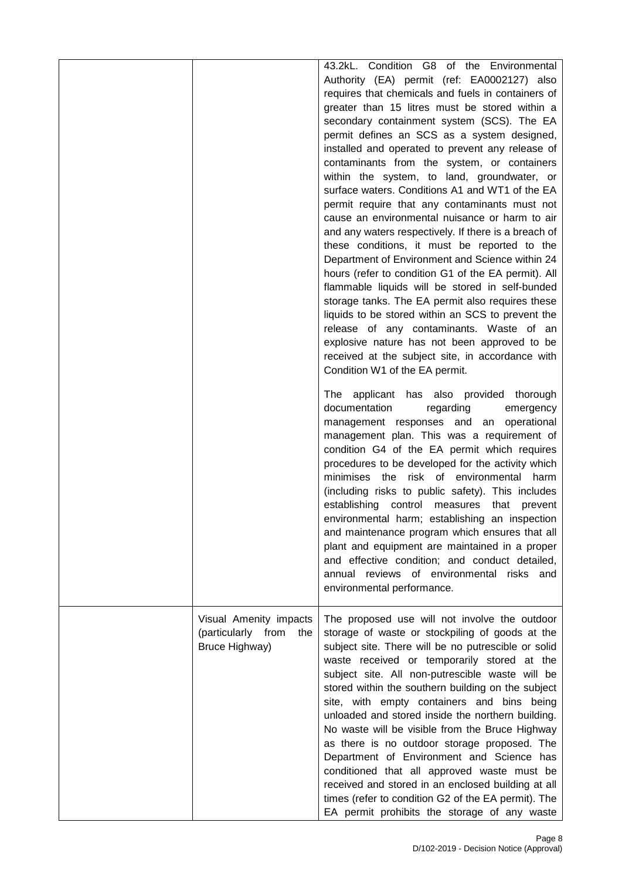| | | |
|---|---|---|
| | | 43.2kL. Condition G8 of the Environmental Authority (EA) permit (ref: EA0002127) also requires that chemicals and fuels in containers of greater than 15 litres must be stored within a secondary containment system (SCS). The EA permit defines an SCS as a system designed, installed and operated to prevent any release of contaminants from the system, or containers within the system, to land, groundwater, or surface waters. Conditions A1 and WT1 of the EA permit require that any contaminants must not cause an environmental nuisance or harm to air and any waters respectively. If there is a breach of these conditions, it must be reported to the Department of Environment and Science within 24 hours (refer to condition G1 of the EA permit). All flammable liquids will be stored in self-bunded storage tanks. The EA permit also requires these liquids to be stored within an SCS to prevent the release of any contaminants. Waste of an explosive nature has not been approved to be received at the subject site, in accordance with Condition W1 of the EA permit.<br><br>The applicant has also provided thorough documentation regarding emergency management responses and an operational management plan. This was a requirement of condition G4 of the EA permit which requires procedures to be developed for the activity which minimises the risk of environmental harm (including risks to public safety). This includes establishing control measures that prevent environmental harm; establishing an inspection and maintenance program which ensures that all plant and equipment are maintained in a proper and effective condition; and conduct detailed, annual reviews of environmental risks and environmental performance. |
| | Visual Amenity impacts (particularly from the Bruce Highway) | The proposed use will not involve the outdoor storage of waste or stockpiling of goods at the subject site. There will be no putrescible or solid waste received or temporarily stored at the subject site. All non-putrescible waste will be stored within the southern building on the subject site, with empty containers and bins being unloaded and stored inside the northern building. No waste will be visible from the Bruce Highway as there is no outdoor storage proposed. The Department of Environment and Science has conditioned that all approved waste must be received and stored in an enclosed building at all times (refer to condition G2 of the EA permit). The EA permit prohibits the storage of any waste |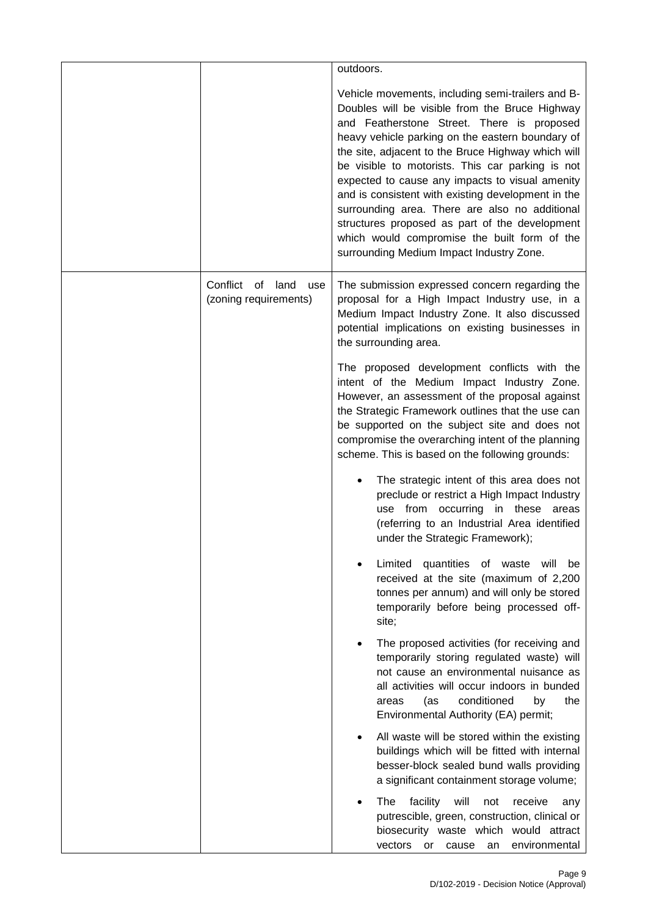| | | |
|---|---|---|
| | | outdoors.<br><br>Vehicle movements, including semi-trailers and B-Doubles will be visible from the Bruce Highway and Featherstone Street. There is proposed heavy vehicle parking on the eastern boundary of the site, adjacent to the Bruce Highway which will be visible to motorists. This car parking is not expected to cause any impacts to visual amenity and is consistent with existing development in the surrounding area. There are also no additional structures proposed as part of the development which would compromise the built form of the surrounding Medium Impact Industry Zone. |
| | Conflict of land use (zoning requirements) | The submission expressed concern regarding the proposal for a High Impact Industry use, in a Medium Impact Industry Zone. It also discussed potential implications on existing businesses in the surrounding area.<br><br>The proposed development conflicts with the intent of the Medium Impact Industry Zone. However, an assessment of the proposal against the Strategic Framework outlines that the use can be supported on the subject site and does not compromise the overarching intent of the planning scheme. This is based on the following grounds:<br><br>• The strategic intent of this area does not preclude or restrict a High Impact Industry use from occurring in these areas (referring to an Industrial Area identified under the Strategic Framework);<br><br>• Limited quantities of waste will be received at the site (maximum of 2,200 tonnes per annum) and will only be stored temporarily before being processed off-site;<br><br>• The proposed activities (for receiving and temporarily storing regulated waste) will not cause an environmental nuisance as all activities will occur indoors in bunded areas (as conditioned by the Environmental Authority (EA) permit;<br><br>• All waste will be stored within the existing buildings which will be fitted with internal besser-block sealed bund walls providing a significant containment storage volume;<br><br>• The facility will not receive any putrescible, green, construction, clinical or biosecurity waste which would attract vectors or cause an environmental |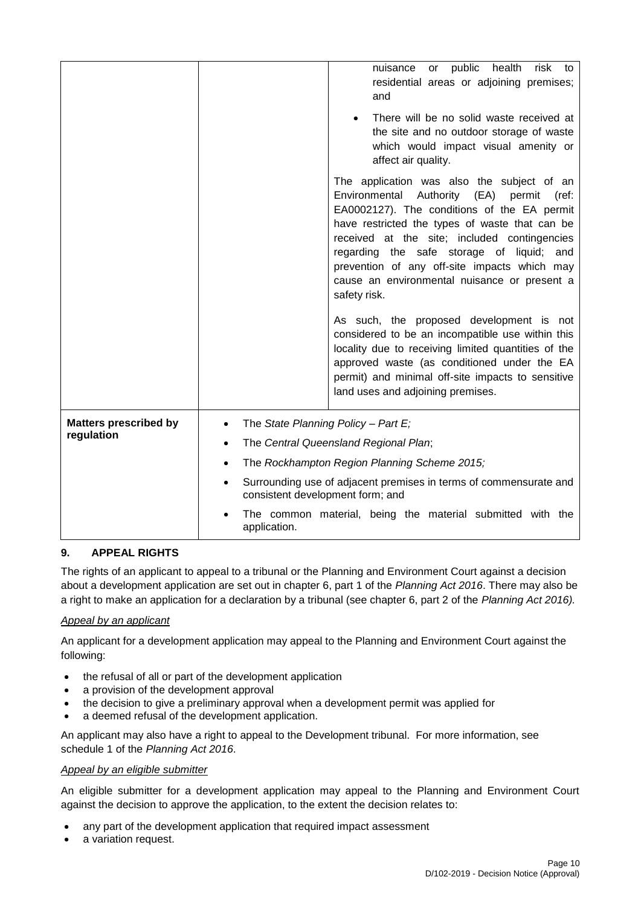| | | |
|---|---|---|
| | | nuisance or public health risk to residential areas or adjoining premises; and<br><br>• There will be no solid waste received at the site and no outdoor storage of waste which would impact visual amenity or affect air quality.<br><br>The application was also the subject of an Environmental Authority (EA) permit (ref: EA0002127). The conditions of the EA permit have restricted the types of waste that can be received at the site; included contingencies regarding the safe storage of liquid; and prevention of any off-site impacts which may cause an environmental nuisance or present a safety risk.<br><br>As such, the proposed development is not considered to be an incompatible use within this locality due to receiving limited quantities of the approved waste (as conditioned under the EA permit) and minimal off-site impacts to sensitive land uses and adjoining premises. |
| **Matters prescribed by regulation** | • The *State Planning Policy – Part E;*<br>• The *Central Queensland Regional Plan*;<br>• The *Rockhampton Region Planning Scheme 2015;*<br>• Surrounding use of adjacent premises in terms of commensurate and consistent development form; and<br>• The common material, being the material submitted with the application. | |

## 9. APPEAL RIGHTS

The rights of an applicant to appeal to a tribunal or the Planning and Environment Court against a decision about a development application are set out in chapter 6, part 1 of the *Planning Act 2016*. There may also be a right to make an application for a declaration by a tribunal (see chapter 6, part 2 of the *Planning Act 2016).*

*Appeal by an applicant*

An applicant for a development application may appeal to the Planning and Environment Court against the following:

- the refusal of all or part of the development application
- a provision of the development approval
- the decision to give a preliminary approval when a development permit was applied for
- a deemed refusal of the development application.

An applicant may also have a right to appeal to the Development tribunal. For more information, see schedule 1 of the *Planning Act 2016*.

*Appeal by an eligible submitter*

An eligible submitter for a development application may appeal to the Planning and Environment Court against the decision to approve the application, to the extent the decision relates to:

- any part of the development application that required impact assessment
- a variation request.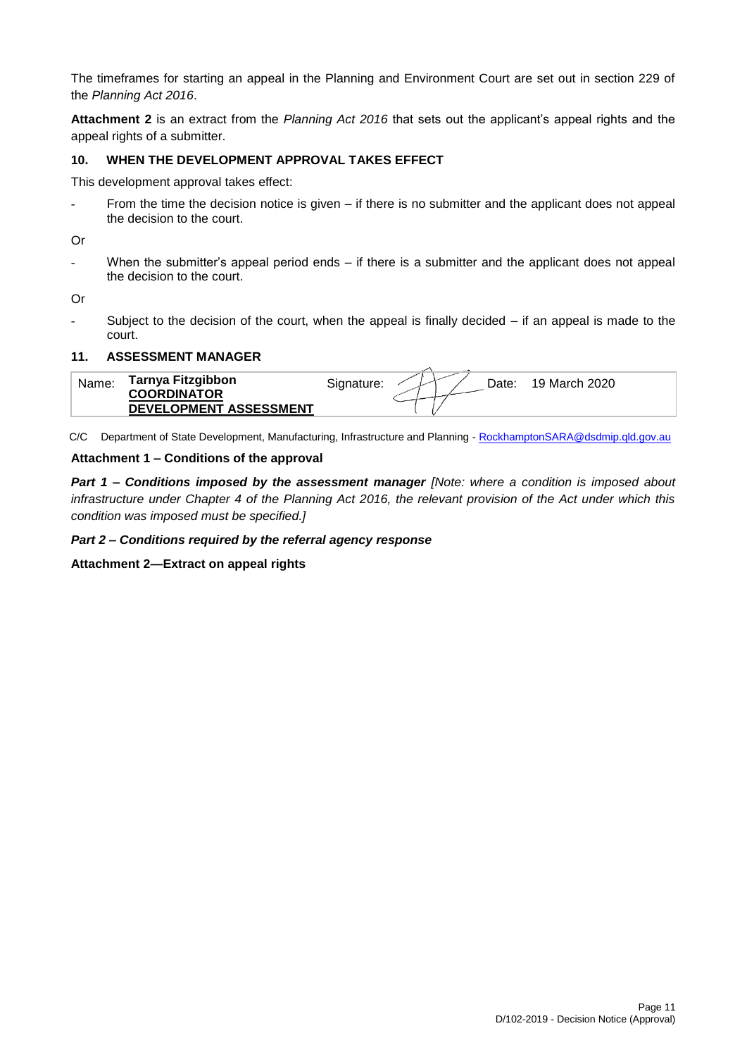The timeframes for starting an appeal in the Planning and Environment Court are set out in section 229 of the *Planning Act 2016*.

**Attachment 2** is an extract from the *Planning Act 2016* that sets out the applicant's appeal rights and the appeal rights of a submitter.

### 10. WHEN THE DEVELOPMENT APPROVAL TAKES EFFECT

This development approval takes effect:

- From the time the decision notice is given – if there is no submitter and the applicant does not appeal the decision to the court.

Or

- When the submitter's appeal period ends – if there is a submitter and the applicant does not appeal the decision to the court.

Or

- Subject to the decision of the court, when the appeal is finally decided – if an appeal is made to the court.

### 11. ASSESSMENT MANAGER

| Name: | **Tarnya Fitzgibbon** **COORDINATOR** **DEVELOPMENT ASSESSMENT** | Signature: | | Date: | 19 March 2020 |
|---|---|---|---|---|---|

C/C Department of State Development, Manufacturing, Infrastructure and Planning - RockhamptonSARA@dsdmip.qld.gov.au

**Attachment 1 – Conditions of the approval**

***Part 1 – Conditions imposed by the assessment manager*** *[Note: where a condition is imposed about infrastructure under Chapter 4 of the Planning Act 2016, the relevant provision of the Act under which this condition was imposed must be specified.]*

***Part 2 – Conditions required by the referral agency response***

**Attachment 2—Extract on appeal rights**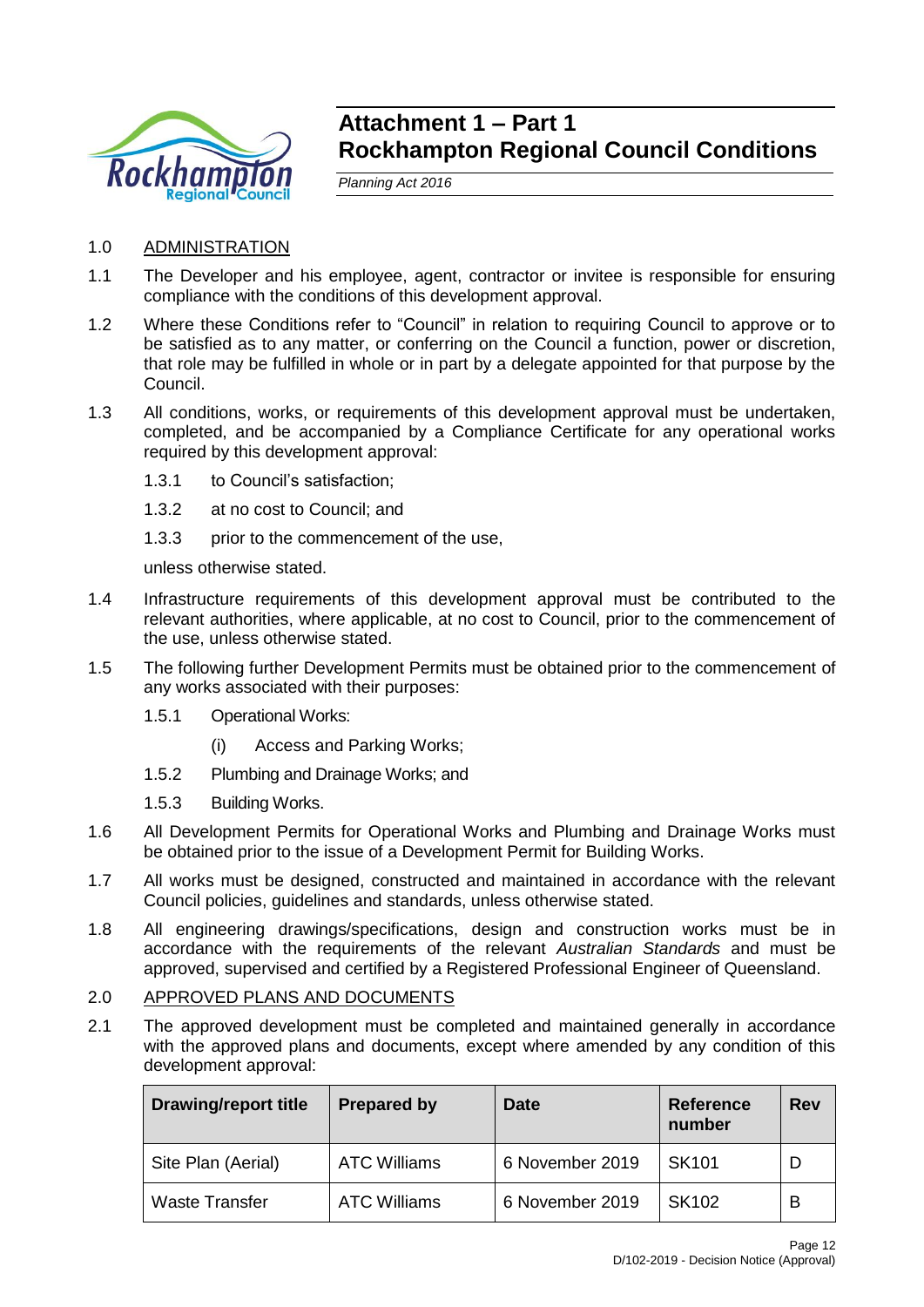# Attachment 1 – Part 1
# Rockhampton Regional Council Conditions

*Planning Act 2016*

1.0 ADMINISTRATION

1.1 The Developer and his employee, agent, contractor or invitee is responsible for ensuring compliance with the conditions of this development approval.

1.2 Where these Conditions refer to "Council" in relation to requiring Council to approve or to be satisfied as to any matter, or conferring on the Council a function, power or discretion, that role may be fulfilled in whole or in part by a delegate appointed for that purpose by the Council.

1.3 All conditions, works, or requirements of this development approval must be undertaken, completed, and be accompanied by a Compliance Certificate for any operational works required by this development approval:

1.3.1 to Council's satisfaction;

1.3.2 at no cost to Council; and

1.3.3 prior to the commencement of the use,

unless otherwise stated.

1.4 Infrastructure requirements of this development approval must be contributed to the relevant authorities, where applicable, at no cost to Council, prior to the commencement of the use, unless otherwise stated.

1.5 The following further Development Permits must be obtained prior to the commencement of any works associated with their purposes:

1.5.1 Operational Works:

(i) Access and Parking Works;

1.5.2 Plumbing and Drainage Works; and

1.5.3 Building Works.

1.6 All Development Permits for Operational Works and Plumbing and Drainage Works must be obtained prior to the issue of a Development Permit for Building Works.

1.7 All works must be designed, constructed and maintained in accordance with the relevant Council policies, guidelines and standards, unless otherwise stated.

1.8 All engineering drawings/specifications, design and construction works must be in accordance with the requirements of the relevant *Australian Standards* and must be approved, supervised and certified by a Registered Professional Engineer of Queensland.

2.0 APPROVED PLANS AND DOCUMENTS

2.1 The approved development must be completed and maintained generally in accordance with the approved plans and documents, except where amended by any condition of this development approval:

| Drawing/report title | Prepared by | Date | Reference number | Rev |
|---|---|---|---|---|
| Site Plan (Aerial) | ATC Williams | 6 November 2019 | SK101 | D |
| Waste Transfer | ATC Williams | 6 November 2019 | SK102 | B |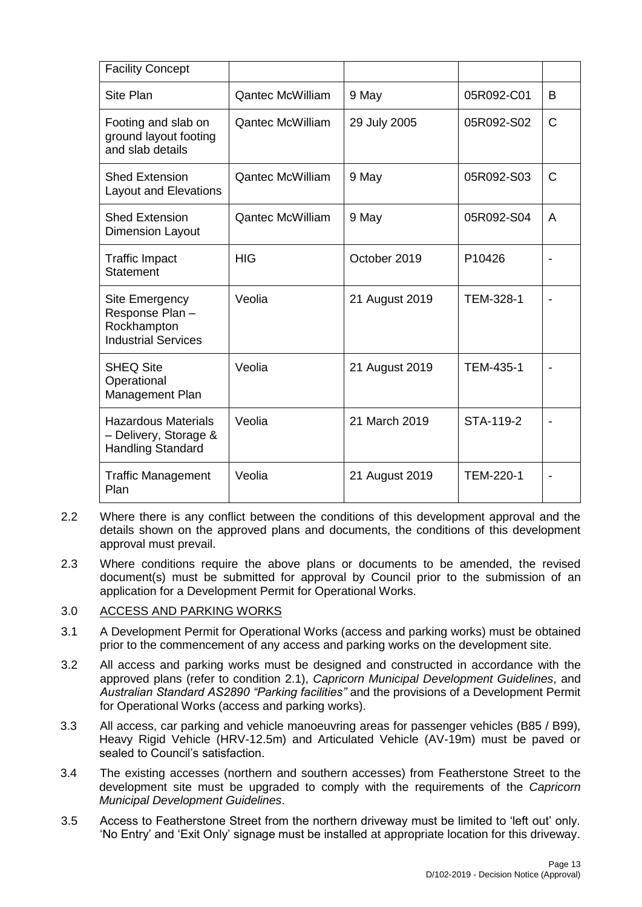| Facility Concept | | | | |
|---|---|---|---|---|
| Site Plan | Qantec McWilliam | 9 May | 05R092-C01 | B |
| Footing and slab on ground layout footing and slab details | Qantec McWilliam | 29 July 2005 | 05R092-S02 | C |
| Shed Extension Layout and Elevations | Qantec McWilliam | 9 May | 05R092-S03 | C |
| Shed Extension Dimension Layout | Qantec McWilliam | 9 May | 05R092-S04 | A |
| Traffic Impact Statement | HIG | October 2019 | P10426 | - |
| Site Emergency Response Plan – Rockhampton Industrial Services | Veolia | 21 August 2019 | TEM-328-1 | - |
| SHEQ Site Operational Management Plan | Veolia | 21 August 2019 | TEM-435-1 | - |
| Hazardous Materials – Delivery, Storage & Handling Standard | Veolia | 21 March 2019 | STA-119-2 | - |
| Traffic Management Plan | Veolia | 21 August 2019 | TEM-220-1 | - |

2.2 Where there is any conflict between the conditions of this development approval and the details shown on the approved plans and documents, the conditions of this development approval must prevail.

2.3 Where conditions require the above plans or documents to be amended, the revised document(s) must be submitted for approval by Council prior to the submission of an application for a Development Permit for Operational Works.

3.0 ACCESS AND PARKING WORKS

3.1 A Development Permit for Operational Works (access and parking works) must be obtained prior to the commencement of any access and parking works on the development site.

3.2 All access and parking works must be designed and constructed in accordance with the approved plans (refer to condition 2.1), *Capricorn Municipal Development Guidelines*, and *Australian Standard AS2890 "Parking facilities"* and the provisions of a Development Permit for Operational Works (access and parking works).

3.3 All access, car parking and vehicle manoeuvring areas for passenger vehicles (B85 / B99), Heavy Rigid Vehicle (HRV-12.5m) and Articulated Vehicle (AV-19m) must be paved or sealed to Council's satisfaction.

3.4 The existing accesses (northern and southern accesses) from Featherstone Street to the development site must be upgraded to comply with the requirements of the *Capricorn Municipal Development Guidelines*.

3.5 Access to Featherstone Street from the northern driveway must be limited to 'left out' only. 'No Entry' and 'Exit Only' signage must be installed at appropriate location for this driveway.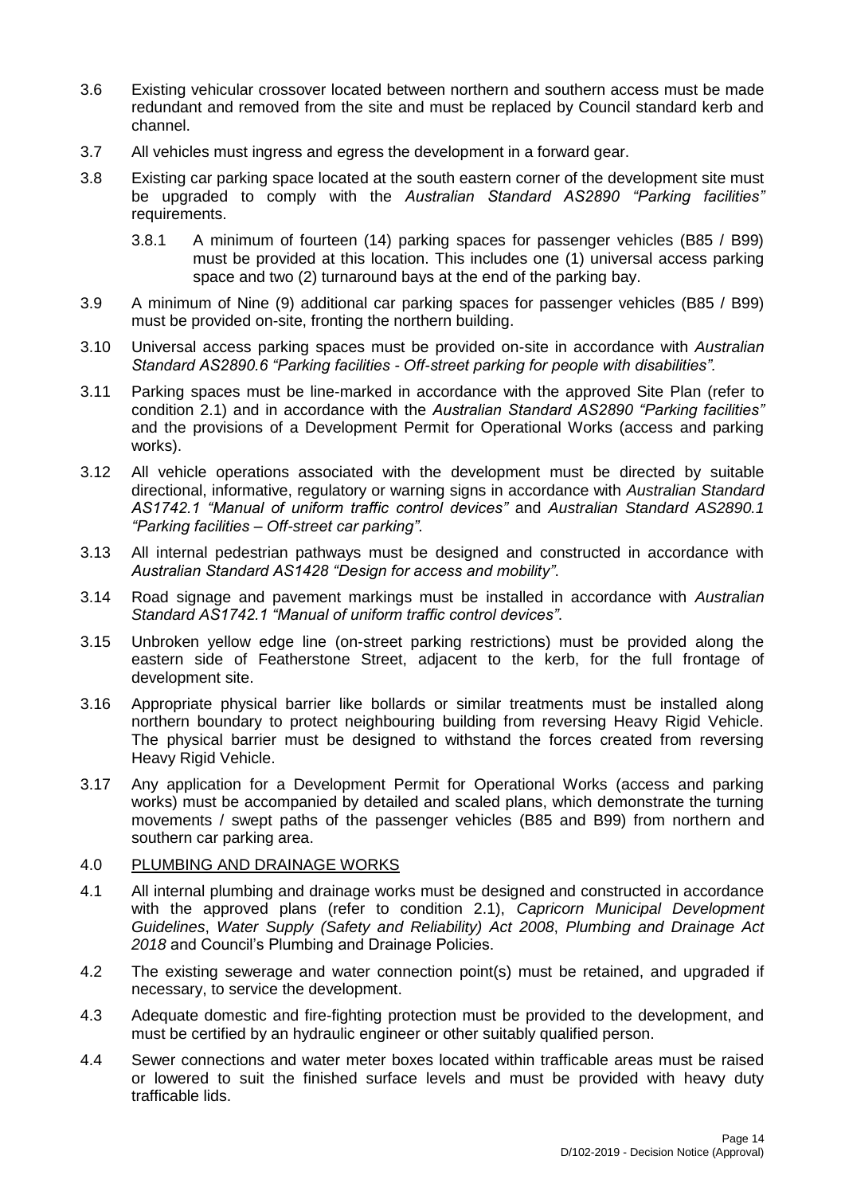3.6 Existing vehicular crossover located between northern and southern access must be made redundant and removed from the site and must be replaced by Council standard kerb and channel.

3.7 All vehicles must ingress and egress the development in a forward gear.

3.8 Existing car parking space located at the south eastern corner of the development site must be upgraded to comply with the *Australian Standard AS2890 "Parking facilities"* requirements.

3.8.1 A minimum of fourteen (14) parking spaces for passenger vehicles (B85 / B99) must be provided at this location. This includes one (1) universal access parking space and two (2) turnaround bays at the end of the parking bay.

3.9 A minimum of Nine (9) additional car parking spaces for passenger vehicles (B85 / B99) must be provided on-site, fronting the northern building.

3.10 Universal access parking spaces must be provided on-site in accordance with *Australian Standard AS2890.6 "Parking facilities - Off-street parking for people with disabilities".*

3.11 Parking spaces must be line-marked in accordance with the approved Site Plan (refer to condition 2.1) and in accordance with the *Australian Standard AS2890 "Parking facilities"* and the provisions of a Development Permit for Operational Works (access and parking works).

3.12 All vehicle operations associated with the development must be directed by suitable directional, informative, regulatory or warning signs in accordance with *Australian Standard AS1742.1 "Manual of uniform traffic control devices"* and *Australian Standard AS2890.1 "Parking facilities – Off-street car parking".*

3.13 All internal pedestrian pathways must be designed and constructed in accordance with *Australian Standard AS1428 "Design for access and mobility".*

3.14 Road signage and pavement markings must be installed in accordance with *Australian Standard AS1742.1 "Manual of uniform traffic control devices".*

3.15 Unbroken yellow edge line (on-street parking restrictions) must be provided along the eastern side of Featherstone Street, adjacent to the kerb, for the full frontage of development site.

3.16 Appropriate physical barrier like bollards or similar treatments must be installed along northern boundary to protect neighbouring building from reversing Heavy Rigid Vehicle. The physical barrier must be designed to withstand the forces created from reversing Heavy Rigid Vehicle.

3.17 Any application for a Development Permit for Operational Works (access and parking works) must be accompanied by detailed and scaled plans, which demonstrate the turning movements / swept paths of the passenger vehicles (B85 and B99) from northern and southern car parking area.

## 4.0 PLUMBING AND DRAINAGE WORKS

4.1 All internal plumbing and drainage works must be designed and constructed in accordance with the approved plans (refer to condition 2.1), *Capricorn Municipal Development Guidelines*, *Water Supply (Safety and Reliability) Act 2008*, *Plumbing and Drainage Act 2018* and Council's Plumbing and Drainage Policies.

4.2 The existing sewerage and water connection point(s) must be retained, and upgraded if necessary, to service the development.

4.3 Adequate domestic and fire-fighting protection must be provided to the development, and must be certified by an hydraulic engineer or other suitably qualified person.

4.4 Sewer connections and water meter boxes located within trafficable areas must be raised or lowered to suit the finished surface levels and must be provided with heavy duty trafficable lids.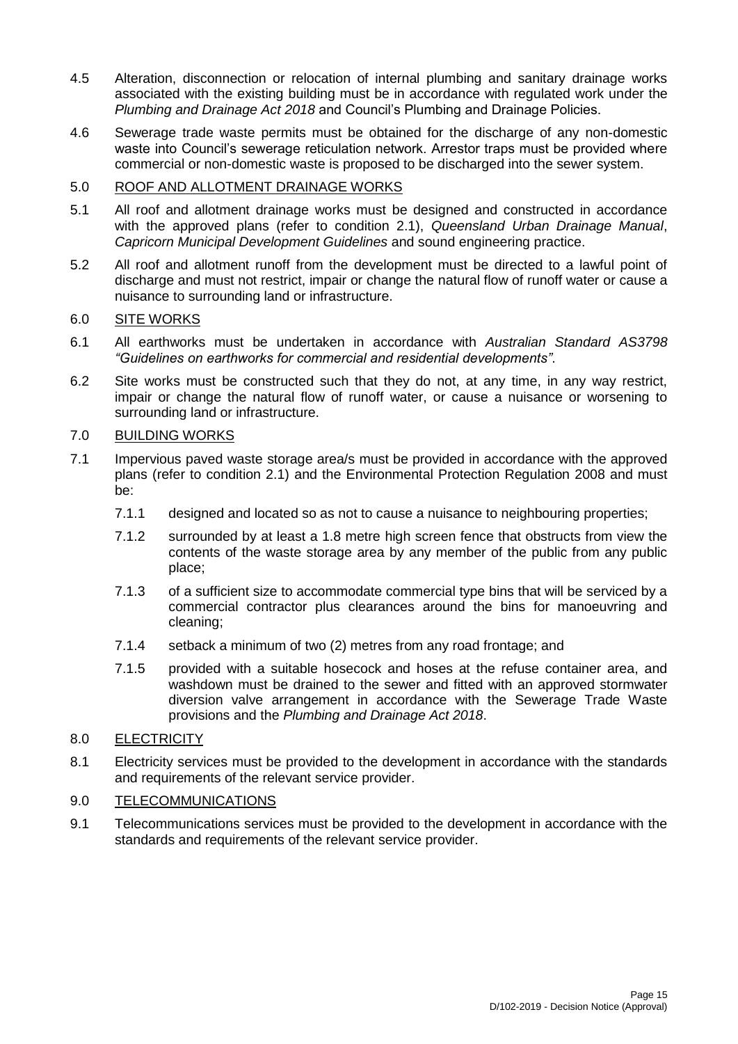4.5 Alteration, disconnection or relocation of internal plumbing and sanitary drainage works associated with the existing building must be in accordance with regulated work under the *Plumbing and Drainage Act 2018* and Council's Plumbing and Drainage Policies.

4.6 Sewerage trade waste permits must be obtained for the discharge of any non-domestic waste into Council's sewerage reticulation network. Arrestor traps must be provided where commercial or non-domestic waste is proposed to be discharged into the sewer system.

5.0 ROOF AND ALLOTMENT DRAINAGE WORKS

5.1 All roof and allotment drainage works must be designed and constructed in accordance with the approved plans (refer to condition 2.1), *Queensland Urban Drainage Manual*, *Capricorn Municipal Development Guidelines* and sound engineering practice.

5.2 All roof and allotment runoff from the development must be directed to a lawful point of discharge and must not restrict, impair or change the natural flow of runoff water or cause a nuisance to surrounding land or infrastructure.

6.0 SITE WORKS

6.1 All earthworks must be undertaken in accordance with *Australian Standard AS3798 "Guidelines on earthworks for commercial and residential developments"*.

6.2 Site works must be constructed such that they do not, at any time, in any way restrict, impair or change the natural flow of runoff water, or cause a nuisance or worsening to surrounding land or infrastructure.

7.0 BUILDING WORKS

7.1 Impervious paved waste storage area/s must be provided in accordance with the approved plans (refer to condition 2.1) and the Environmental Protection Regulation 2008 and must be:

7.1.1 designed and located so as not to cause a nuisance to neighbouring properties;

7.1.2 surrounded by at least a 1.8 metre high screen fence that obstructs from view the contents of the waste storage area by any member of the public from any public place;

7.1.3 of a sufficient size to accommodate commercial type bins that will be serviced by a commercial contractor plus clearances around the bins for manoeuvring and cleaning;

7.1.4 setback a minimum of two (2) metres from any road frontage; and

7.1.5 provided with a suitable hosecock and hoses at the refuse container area, and washdown must be drained to the sewer and fitted with an approved stormwater diversion valve arrangement in accordance with the Sewerage Trade Waste provisions and the *Plumbing and Drainage Act 2018*.

8.0 ELECTRICITY

8.1 Electricity services must be provided to the development in accordance with the standards and requirements of the relevant service provider.

9.0 TELECOMMUNICATIONS

9.1 Telecommunications services must be provided to the development in accordance with the standards and requirements of the relevant service provider.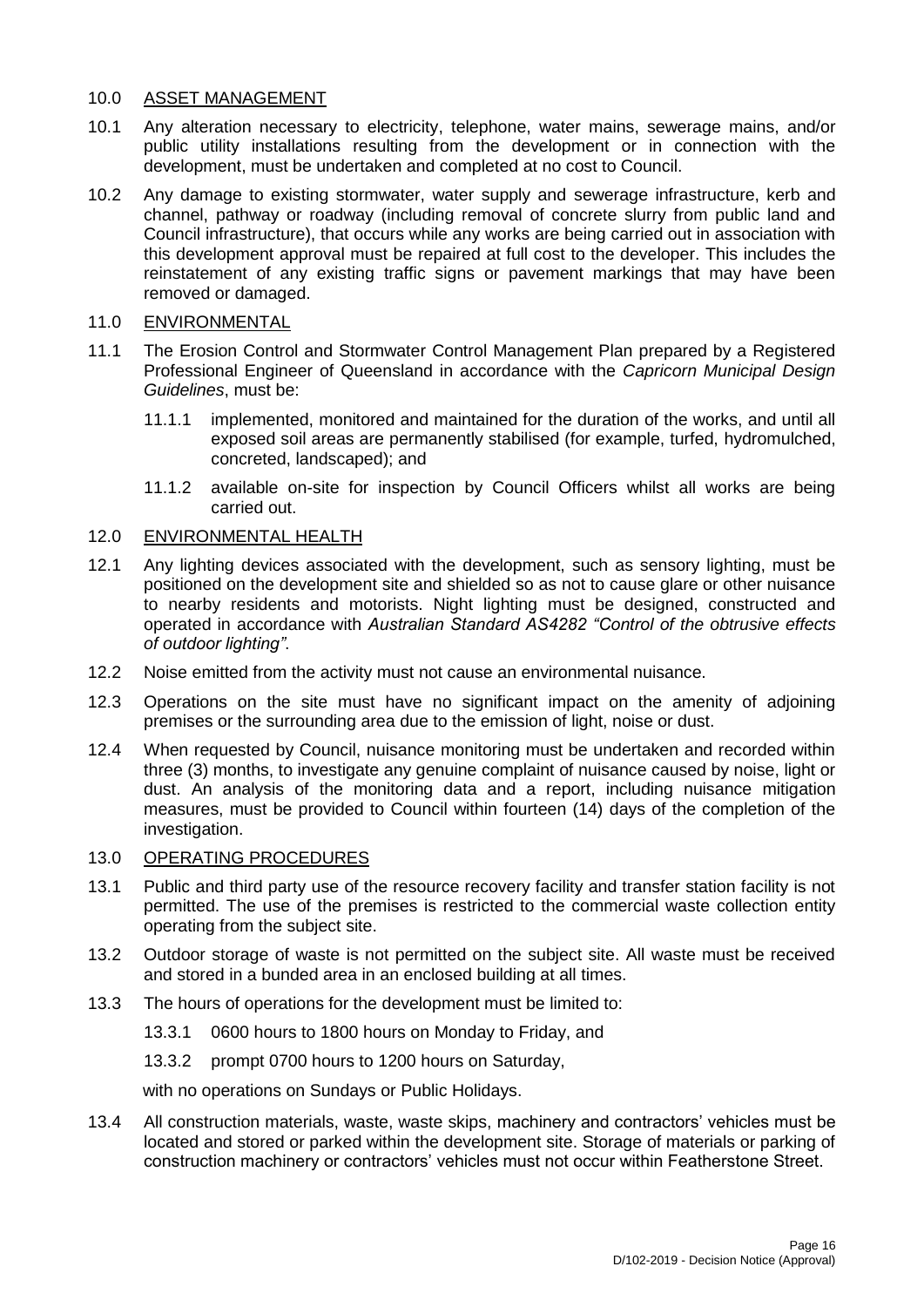## 10.0 ASSET MANAGEMENT

10.1 Any alteration necessary to electricity, telephone, water mains, sewerage mains, and/or public utility installations resulting from the development or in connection with the development, must be undertaken and completed at no cost to Council.

10.2 Any damage to existing stormwater, water supply and sewerage infrastructure, kerb and channel, pathway or roadway (including removal of concrete slurry from public land and Council infrastructure), that occurs while any works are being carried out in association with this development approval must be repaired at full cost to the developer. This includes the reinstatement of any existing traffic signs or pavement markings that may have been removed or damaged.

## 11.0 ENVIRONMENTAL

11.1 The Erosion Control and Stormwater Control Management Plan prepared by a Registered Professional Engineer of Queensland in accordance with the *Capricorn Municipal Design Guidelines*, must be:

11.1.1 implemented, monitored and maintained for the duration of the works, and until all exposed soil areas are permanently stabilised (for example, turfed, hydromulched, concreted, landscaped); and

11.1.2 available on-site for inspection by Council Officers whilst all works are being carried out.

## 12.0 ENVIRONMENTAL HEALTH

12.1 Any lighting devices associated with the development, such as sensory lighting, must be positioned on the development site and shielded so as not to cause glare or other nuisance to nearby residents and motorists. Night lighting must be designed, constructed and operated in accordance with *Australian Standard AS4282 "Control of the obtrusive effects of outdoor lighting"*.

12.2 Noise emitted from the activity must not cause an environmental nuisance.

12.3 Operations on the site must have no significant impact on the amenity of adjoining premises or the surrounding area due to the emission of light, noise or dust.

12.4 When requested by Council, nuisance monitoring must be undertaken and recorded within three (3) months, to investigate any genuine complaint of nuisance caused by noise, light or dust. An analysis of the monitoring data and a report, including nuisance mitigation measures, must be provided to Council within fourteen (14) days of the completion of the investigation.

## 13.0 OPERATING PROCEDURES

13.1 Public and third party use of the resource recovery facility and transfer station facility is not permitted. The use of the premises is restricted to the commercial waste collection entity operating from the subject site.

13.2 Outdoor storage of waste is not permitted on the subject site. All waste must be received and stored in a bunded area in an enclosed building at all times.

13.3 The hours of operations for the development must be limited to:

13.3.1 0600 hours to 1800 hours on Monday to Friday, and

13.3.2 prompt 0700 hours to 1200 hours on Saturday,

with no operations on Sundays or Public Holidays.

13.4 All construction materials, waste, waste skips, machinery and contractors' vehicles must be located and stored or parked within the development site. Storage of materials or parking of construction machinery or contractors' vehicles must not occur within Featherstone Street.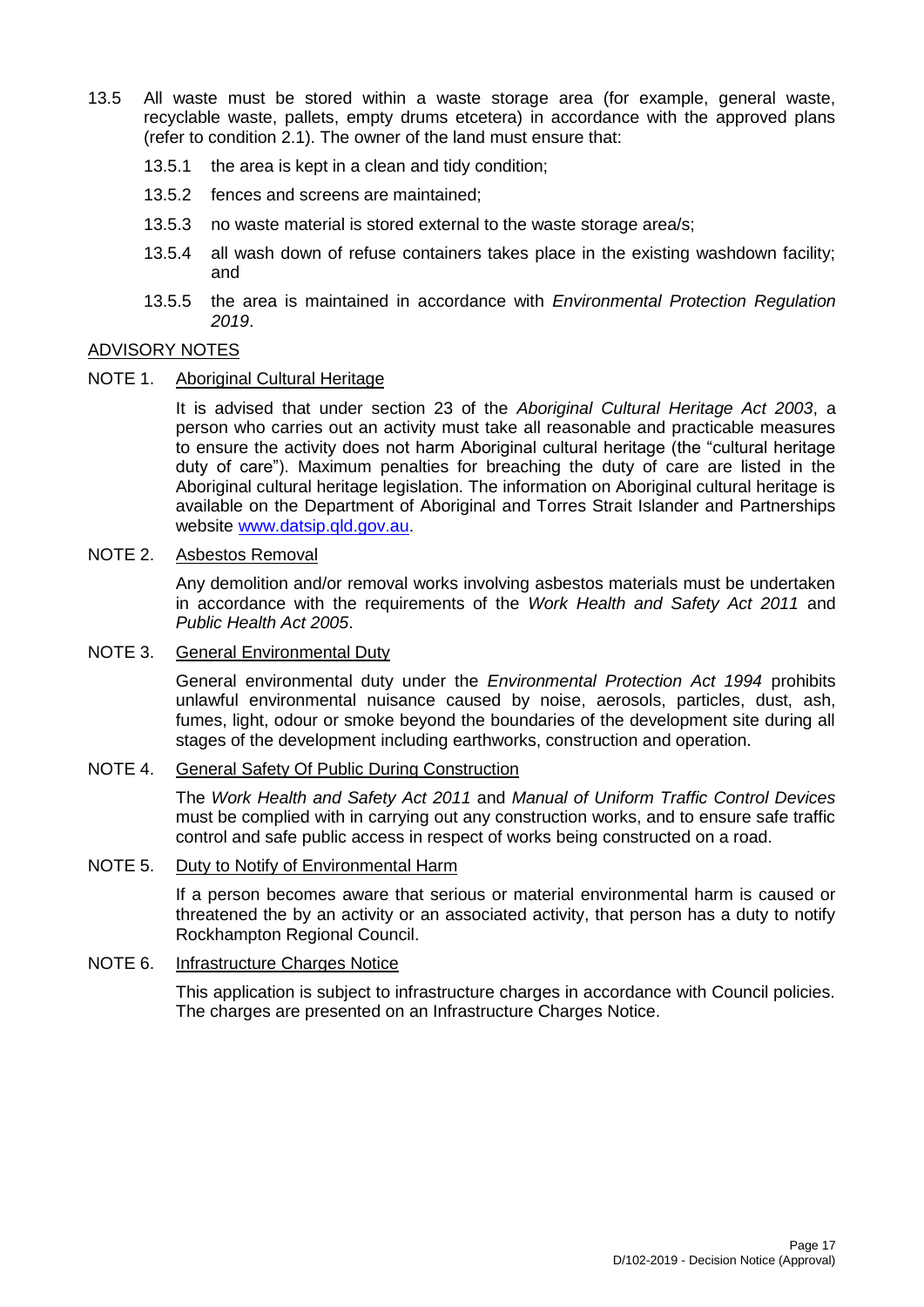13.5 All waste must be stored within a waste storage area (for example, general waste, recyclable waste, pallets, empty drums etcetera) in accordance with the approved plans (refer to condition 2.1). The owner of the land must ensure that:

- 13.5.1 the area is kept in a clean and tidy condition;
- 13.5.2 fences and screens are maintained;
- 13.5.3 no waste material is stored external to the waste storage area/s;
- 13.5.4 all wash down of refuse containers takes place in the existing washdown facility; and
- 13.5.5 the area is maintained in accordance with *Environmental Protection Regulation 2019*.

## ADVISORY NOTES

**NOTE 1. Aboriginal Cultural Heritage**

It is advised that under section 23 of the *Aboriginal Cultural Heritage Act 2003*, a person who carries out an activity must take all reasonable and practicable measures to ensure the activity does not harm Aboriginal cultural heritage (the "cultural heritage duty of care"). Maximum penalties for breaching the duty of care are listed in the Aboriginal cultural heritage legislation. The information on Aboriginal cultural heritage is available on the Department of Aboriginal and Torres Strait Islander and Partnerships website www.datsip.qld.gov.au.

**NOTE 2. Asbestos Removal**

Any demolition and/or removal works involving asbestos materials must be undertaken in accordance with the requirements of the *Work Health and Safety Act 2011* and *Public Health Act 2005*.

**NOTE 3. General Environmental Duty**

General environmental duty under the *Environmental Protection Act 1994* prohibits unlawful environmental nuisance caused by noise, aerosols, particles, dust, ash, fumes, light, odour or smoke beyond the boundaries of the development site during all stages of the development including earthworks, construction and operation.

**NOTE 4. General Safety Of Public During Construction**

The *Work Health and Safety Act 2011* and *Manual of Uniform Traffic Control Devices* must be complied with in carrying out any construction works, and to ensure safe traffic control and safe public access in respect of works being constructed on a road.

**NOTE 5. Duty to Notify of Environmental Harm**

If a person becomes aware that serious or material environmental harm is caused or threatened the by an activity or an associated activity, that person has a duty to notify Rockhampton Regional Council.

**NOTE 6. Infrastructure Charges Notice**

This application is subject to infrastructure charges in accordance with Council policies. The charges are presented on an Infrastructure Charges Notice.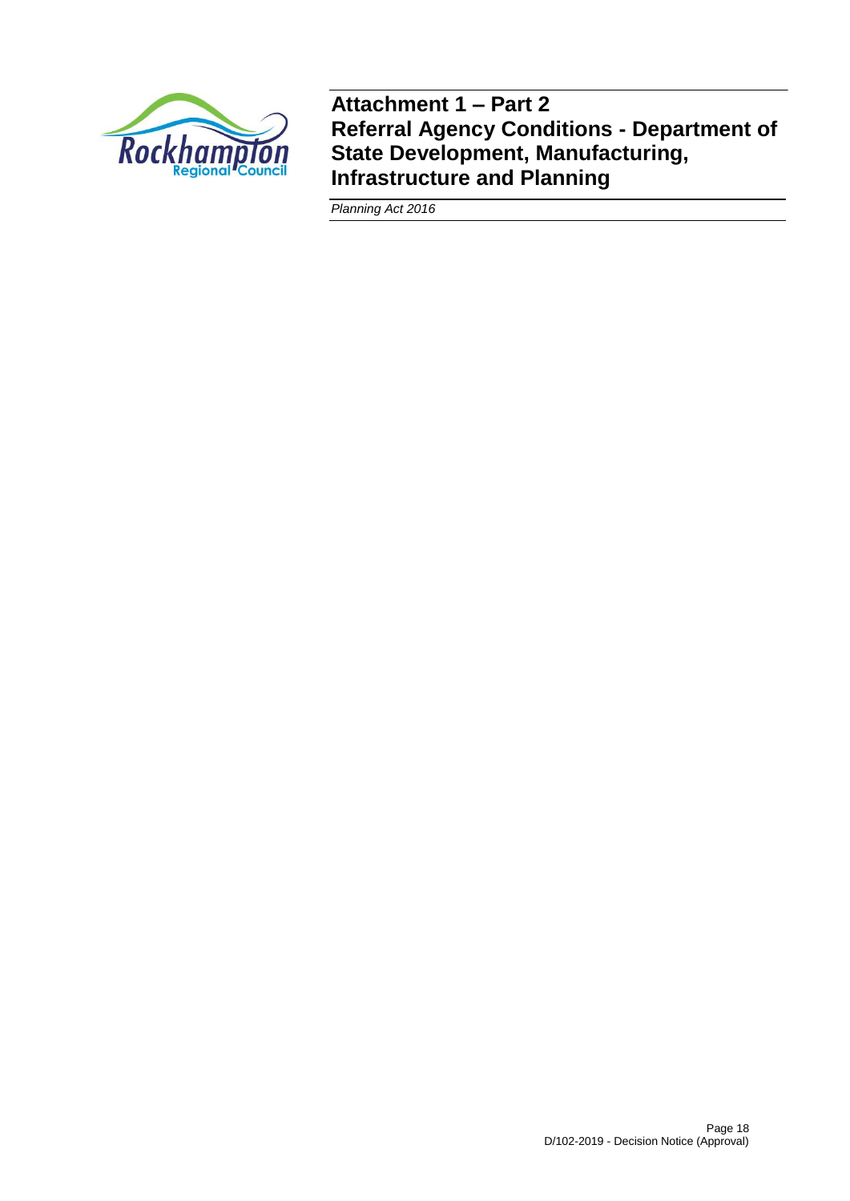# Attachment 1 – Part 2
# Referral Agency Conditions - Department of State Development, Manufacturing, Infrastructure and Planning

*Planning Act 2016*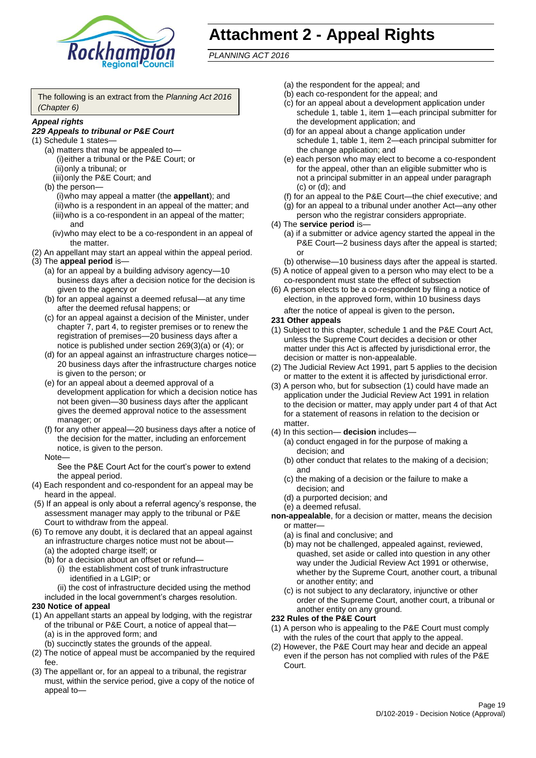# Attachment 2 - Appeal Rights

*PLANNING ACT 2016*

The following is an extract from the *Planning Act 2016 (Chapter 6)*

***Appeal rights***

***229 Appeals to tribunal or P&E Court***

(1) Schedule 1 states—
   (a) matters that may be appealed to—
      (i) either a tribunal or the P&E Court; or
      (ii) only a tribunal; or
      (iii) only the P&E Court; and
   (b) the person—
      (i) who may appeal a matter (the **appellant**); and
      (ii) who is a respondent in an appeal of the matter; and
      (iii) who is a co-respondent in an appeal of the matter; and
      (iv) who may elect to be a co-respondent in an appeal of the matter.

(2) An appellant may start an appeal within the appeal period.

(3) The **appeal period** is—
   (a) for an appeal by a building advisory agency—10 business days after a decision notice for the decision is given to the agency or
   (b) for an appeal against a deemed refusal—at any time after the deemed refusal happens; or
   (c) for an appeal against a decision of the Minister, under chapter 7, part 4, to register premises or to renew the registration of premises—20 business days after a notice is published under section 269(3)(a) or (4); or
   (d) for an appeal against an infrastructure charges notice—20 business days after the infrastructure charges notice is given to the person; or
   (e) for an appeal about a deemed approval of a development application for which a decision notice has not been given—30 business days after the applicant gives the deemed approval notice to the assessment manager; or
   (f) for any other appeal—20 business days after a notice of the decision for the matter, including an enforcement notice, is given to the person.

   Note—
   See the P&E Court Act for the court's power to extend the appeal period.

(4) Each respondent and co-respondent for an appeal may be heard in the appeal.

(5) If an appeal is only about a referral agency's response, the assessment manager may apply to the tribunal or P&E Court to withdraw from the appeal.

(6) To remove any doubt, it is declared that an appeal against an infrastructure charges notice must not be about—
   (a) the adopted charge itself; or
   (b) for a decision about an offset or refund—
      (i) the establishment cost of trunk infrastructure identified in a LGIP; or
      (ii) the cost of infrastructure decided using the method included in the local government's charges resolution.

**230 Notice of appeal**

(1) An appellant starts an appeal by lodging, with the registrar of the tribunal or P&E Court, a notice of appeal that—
   (a) is in the approved form; and
   (b) succinctly states the grounds of the appeal.

(2) The notice of appeal must be accompanied by the required fee.

(3) The appellant or, for an appeal to a tribunal, the registrar must, within the service period, give a copy of the notice of appeal to—
   (a) the respondent for the appeal; and
   (b) each co-respondent for the appeal; and
   (c) for an appeal about a development application under schedule 1, table 1, item 1—each principal submitter for the development application; and
   (d) for an appeal about a change application under schedule 1, table 1, item 2—each principal submitter for the change application; and
   (e) each person who may elect to become a co-respondent for the appeal, other than an eligible submitter who is not a principal submitter in an appeal under paragraph (c) or (d); and
   (f) for an appeal to the P&E Court—the chief executive; and
   (g) for an appeal to a tribunal under another Act—any other person who the registrar considers appropriate.

(4) The **service period** is—
   (a) if a submitter or advice agency started the appeal in the P&E Court—2 business days after the appeal is started; or
   (b) otherwise—10 business days after the appeal is started.

(5) A notice of appeal given to a person who may elect to be a co-respondent must state the effect of subsection

(6) A person elects to be a co-respondent by filing a notice of election, in the approved form, within 10 business days after the notice of appeal is given to the person**.**

**231 Other appeals**

(1) Subject to this chapter, schedule 1 and the P&E Court Act, unless the Supreme Court decides a decision or other matter under this Act is affected by jurisdictional error, the decision or matter is non-appealable.

(2) The Judicial Review Act 1991, part 5 applies to the decision or matter to the extent it is affected by jurisdictional error.

(3) A person who, but for subsection (1) could have made an application under the Judicial Review Act 1991 in relation to the decision or matter, may apply under part 4 of that Act for a statement of reasons in relation to the decision or matter.

(4) In this section— **decision** includes—
   (a) conduct engaged in for the purpose of making a decision; and
   (b) other conduct that relates to the making of a decision; and
   (c) the making of a decision or the failure to make a decision; and
   (d) a purported decision; and
   (e) a deemed refusal.

**non-appealable**, for a decision or matter, means the decision or matter—
   (a) is final and conclusive; and
   (b) may not be challenged, appealed against, reviewed, quashed, set aside or called into question in any other way under the Judicial Review Act 1991 or otherwise, whether by the Supreme Court, another court, a tribunal or another entity; and
   (c) is not subject to any declaratory, injunctive or other order of the Supreme Court, another court, a tribunal or another entity on any ground.

**232 Rules of the P&E Court**

(1) A person who is appealing to the P&E Court must comply with the rules of the court that apply to the appeal.

(2) However, the P&E Court may hear and decide an appeal even if the person has not complied with rules of the P&E Court.

D/102-2019 - Decision Notice (Approval)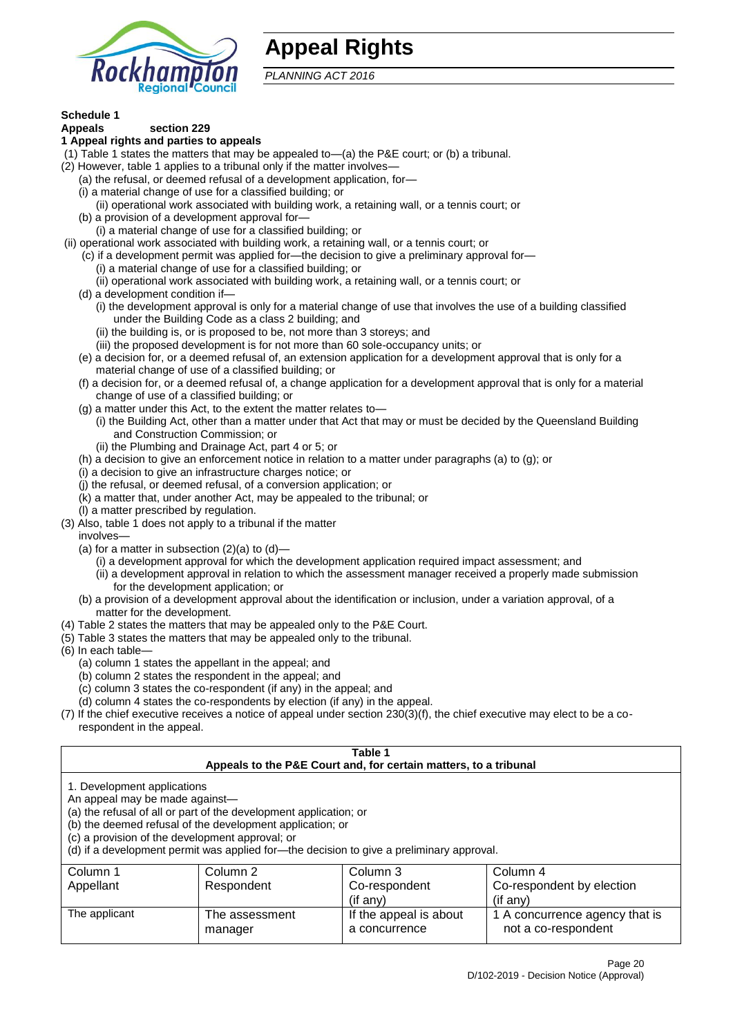# Appeal Rights

*PLANNING ACT 2016*

**Schedule 1**
**Appeals section 229**

**1 Appeal rights and parties to appeals**

(1) Table 1 states the matters that may be appealed to—(a) the P&E court; or (b) a tribunal.

(2) However, table 1 applies to a tribunal only if the matter involves—

- (a) the refusal, or deemed refusal of a development application, for—
  - (i) a material change of use for a classified building; or
  - (ii) operational work associated with building work, a retaining wall, or a tennis court; or
- (b) a provision of a development approval for—
  - (i) a material change of use for a classified building; or
  - (ii) operational work associated with building work, a retaining wall, or a tennis court; or
- (c) if a development permit was applied for—the decision to give a preliminary approval for—
  - (i) a material change of use for a classified building; or
  - (ii) operational work associated with building work, a retaining wall, or a tennis court; or
- (d) a development condition if—
  - (i) the development approval is only for a material change of use that involves the use of a building classified under the Building Code as a class 2 building; and
  - (ii) the building is, or is proposed to be, not more than 3 storeys; and
  - (iii) the proposed development is for not more than 60 sole-occupancy units; or
- (e) a decision for, or a deemed refusal of, an extension application for a development approval that is only for a material change of use of a classified building; or
- (f) a decision for, or a deemed refusal of, a change application for a development approval that is only for a material change of use of a classified building; or
- (g) a matter under this Act, to the extent the matter relates to—
  - (i) the Building Act, other than a matter under that Act that may or must be decided by the Queensland Building and Construction Commission; or
  - (ii) the Plumbing and Drainage Act, part 4 or 5; or
- (h) a decision to give an enforcement notice in relation to a matter under paragraphs (a) to (g); or
- (i) a decision to give an infrastructure charges notice; or
- (j) the refusal, or deemed refusal, of a conversion application; or
- (k) a matter that, under another Act, may be appealed to the tribunal; or
- (l) a matter prescribed by regulation.

(3) Also, table 1 does not apply to a tribunal if the matter involves—

- (a) for a matter in subsection (2)(a) to (d)—
  - (i) a development approval for which the development application required impact assessment; and
  - (ii) a development approval in relation to which the assessment manager received a properly made submission for the development application; or
- (b) a provision of a development approval about the identification or inclusion, under a variation approval, of a matter for the development.

(4) Table 2 states the matters that may be appealed only to the P&E Court.

(5) Table 3 states the matters that may be appealed only to the tribunal.

(6) In each table—

- (a) column 1 states the appellant in the appeal; and
- (b) column 2 states the respondent in the appeal; and
- (c) column 3 states the co-respondent (if any) in the appeal; and
- (d) column 4 states the co-respondents by election (if any) in the appeal.

(7) If the chief executive receives a notice of appeal under section 230(3)(f), the chief executive may elect to be a co-respondent in the appeal.

**Table 1**
**Appeals to the P&E Court and, for certain matters, to a tribunal**

1. Development applications
An appeal may be made against—
(a) the refusal of all or part of the development application; or
(b) the deemed refusal of the development application; or
(c) a provision of the development approval; or
(d) if a development permit was applied for—the decision to give a preliminary approval.

| Column 1<br>Appellant | Column 2<br>Respondent | Column 3<br>Co-respondent<br>(if any) | Column 4<br>Co-respondent by election<br>(if any) |
|---|---|---|---|
| The applicant | The assessment manager | If the appeal is about a concurrence | 1 A concurrence agency that is not a co-respondent |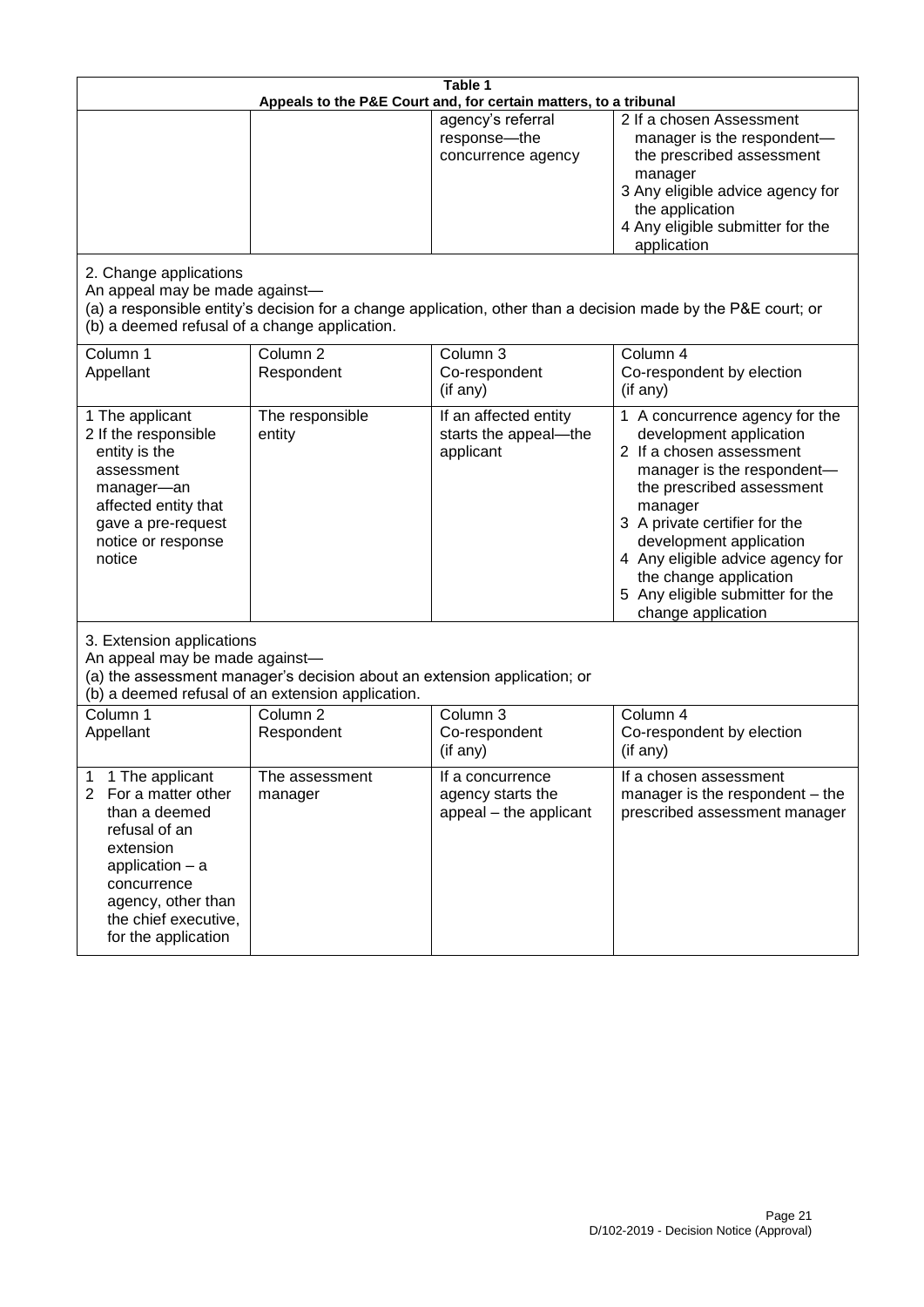| Table 1 | | | |
|---|---|---|---|
| **Appeals to the P&E Court and, for certain matters, to a tribunal** | | | |
| | | agency's referral response—the concurrence agency | 2 If a chosen Assessment manager is the respondent—the prescribed assessment manager<br>3 Any eligible advice agency for the application<br>4 Any eligible submitter for the application |
| **2. Change applications**<br>An appeal may be made against—<br>(a) a responsible entity's decision for a change application, other than a decision made by the P&E court; or<br>(b) a deemed refusal of a change application. | | | |
| Column 1<br>Appellant | Column 2<br>Respondent | Column 3<br>Co-respondent<br>(if any) | Column 4<br>Co-respondent by election<br>(if any) |
| 1 The applicant<br>2 If the responsible entity is the assessment manager—an affected entity that gave a pre-request notice or response notice | The responsible entity | If an affected entity starts the appeal—the applicant | 1 A concurrence agency for the development application<br>2 If a chosen assessment manager is the respondent—the prescribed assessment manager<br>3 A private certifier for the development application<br>4 Any eligible advice agency for the change application<br>5 Any eligible submitter for the change application |
| **3. Extension applications**<br>An appeal may be made against—<br>(a) the assessment manager's decision about an extension application; or<br>(b) a deemed refusal of an extension application. | | | |
| Column 1<br>Appellant | Column 2<br>Respondent | Column 3<br>Co-respondent<br>(if any) | Column 4<br>Co-respondent by election<br>(if any) |
| 1 The applicant<br>2 For a matter other than a deemed refusal of an extension application – a concurrence agency, other than the chief executive, for the application | The assessment manager | If a concurrence agency starts the appeal – the applicant | If a chosen assessment manager is the respondent – the prescribed assessment manager |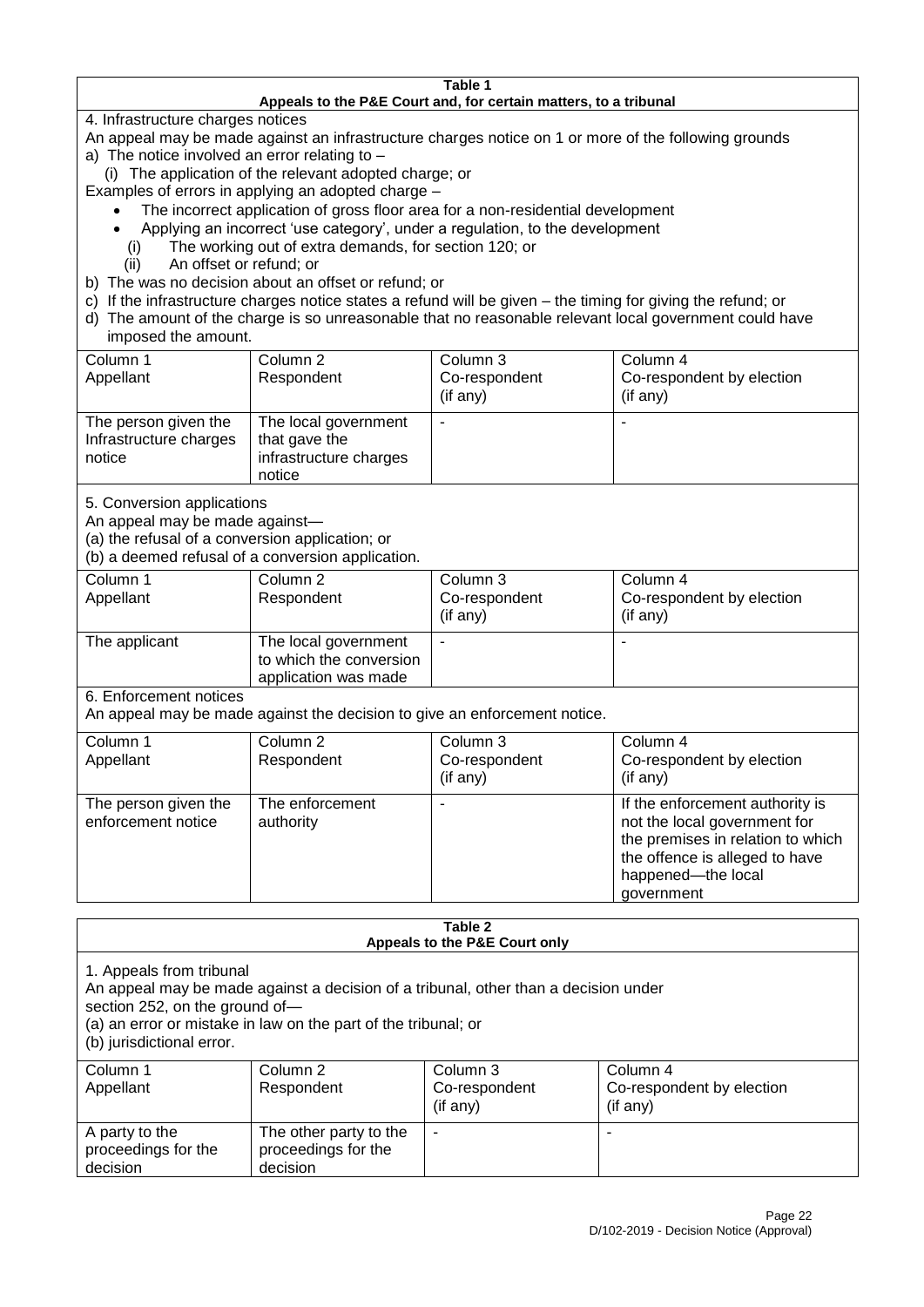**Table 1**
**Appeals to the P&E Court and, for certain matters, to a tribunal**

4. Infrastructure charges notices

An appeal may be made against an infrastructure charges notice on 1 or more of the following grounds

a) The notice involved an error relating to –

(i) The application of the relevant adopted charge; or

Examples of errors in applying an adopted charge –

- The incorrect application of gross floor area for a non-residential development
- Applying an incorrect 'use category', under a regulation, to the development

(i) The working out of extra demands, for section 120; or

(ii) An offset or refund; or

b) The was no decision about an offset or refund; or

c) If the infrastructure charges notice states a refund will be given – the timing for giving the refund; or

d) The amount of the charge is so unreasonable that no reasonable relevant local government could have imposed the amount.

| Column 1<br>Appellant | Column 2<br>Respondent | Column 3<br>Co-respondent<br>(if any) | Column 4<br>Co-respondent by election<br>(if any) |
|---|---|---|---|
| The person given the Infrastructure charges notice | The local government that gave the infrastructure charges notice | - | - |

5. Conversion applications

An appeal may be made against—

(a) the refusal of a conversion application; or

(b) a deemed refusal of a conversion application.

| Column 1<br>Appellant | Column 2<br>Respondent | Column 3<br>Co-respondent<br>(if any) | Column 4<br>Co-respondent by election<br>(if any) |
|---|---|---|---|
| The applicant | The local government to which the conversion application was made | - | - |

6. Enforcement notices

An appeal may be made against the decision to give an enforcement notice.

| Column 1<br>Appellant | Column 2<br>Respondent | Column 3<br>Co-respondent<br>(if any) | Column 4<br>Co-respondent by election<br>(if any) |
|---|---|---|---|
| The person given the enforcement notice | The enforcement authority | - | If the enforcement authority is not the local government for the premises in relation to which the offence is alleged to have happened—the local government |

**Table 2**
**Appeals to the P&E Court only**

1. Appeals from tribunal

An appeal may be made against a decision of a tribunal, other than a decision under section 252, on the ground of—

(a) an error or mistake in law on the part of the tribunal; or

(b) jurisdictional error.

| Column 1<br>Appellant | Column 2<br>Respondent | Column 3<br>Co-respondent<br>(if any) | Column 4<br>Co-respondent by election<br>(if any) |
|---|---|---|---|
| A party to the proceedings for the decision | The other party to the proceedings for the decision | - | - |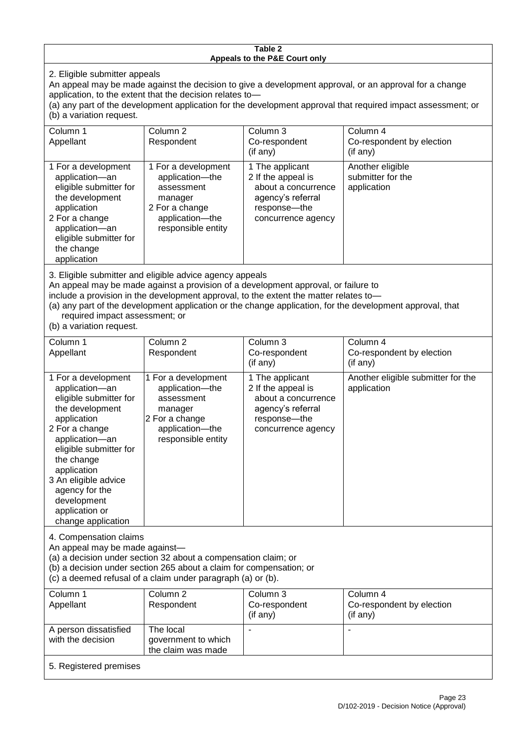**Table 2**
**Appeals to the P&E Court only**

2. Eligible submitter appeals

An appeal may be made against the decision to give a development approval, or an approval for a change application, to the extent that the decision relates to—
(a) any part of the development application for the development approval that required impact assessment; or
(b) a variation request.

| Column 1<br>Appellant | Column 2<br>Respondent | Column 3<br>Co-respondent<br>(if any) | Column 4<br>Co-respondent by election<br>(if any) |
|---|---|---|---|
| 1 For a development application—an eligible submitter for the development application<br>2 For a change application—an eligible submitter for the change application | 1 For a development application—the assessment manager<br>2 For a change application—the responsible entity | 1 The applicant<br>2 If the appeal is about a concurrence agency's referral response—the concurrence agency | Another eligible submitter for the application |

3. Eligible submitter and eligible advice agency appeals

An appeal may be made against a provision of a development approval, or failure to include a provision in the development approval, to the extent the matter relates to—
(a) any part of the development application or the change application, for the development approval, that required impact assessment; or
(b) a variation request.

| Column 1<br>Appellant | Column 2<br>Respondent | Column 3<br>Co-respondent<br>(if any) | Column 4<br>Co-respondent by election<br>(if any) |
|---|---|---|---|
| 1 For a development application—an eligible submitter for the development application<br>2 For a change application—an eligible submitter for the change application<br>3 An eligible advice agency for the development application or change application | 1 For a development application—the assessment manager<br>2 For a change application—the responsible entity | 1 The applicant<br>2 If the appeal is about a concurrence agency's referral response—the concurrence agency | Another eligible submitter for the application |

4. Compensation claims

An appeal may be made against—
(a) a decision under section 32 about a compensation claim; or
(b) a decision under section 265 about a claim for compensation; or
(c) a deemed refusal of a claim under paragraph (a) or (b).

| Column 1<br>Appellant | Column 2<br>Respondent | Column 3<br>Co-respondent<br>(if any) | Column 4<br>Co-respondent by election<br>(if any) |
|---|---|---|---|
| A person dissatisfied with the decision | The local government to which the claim was made | - | - |

5. Registered premises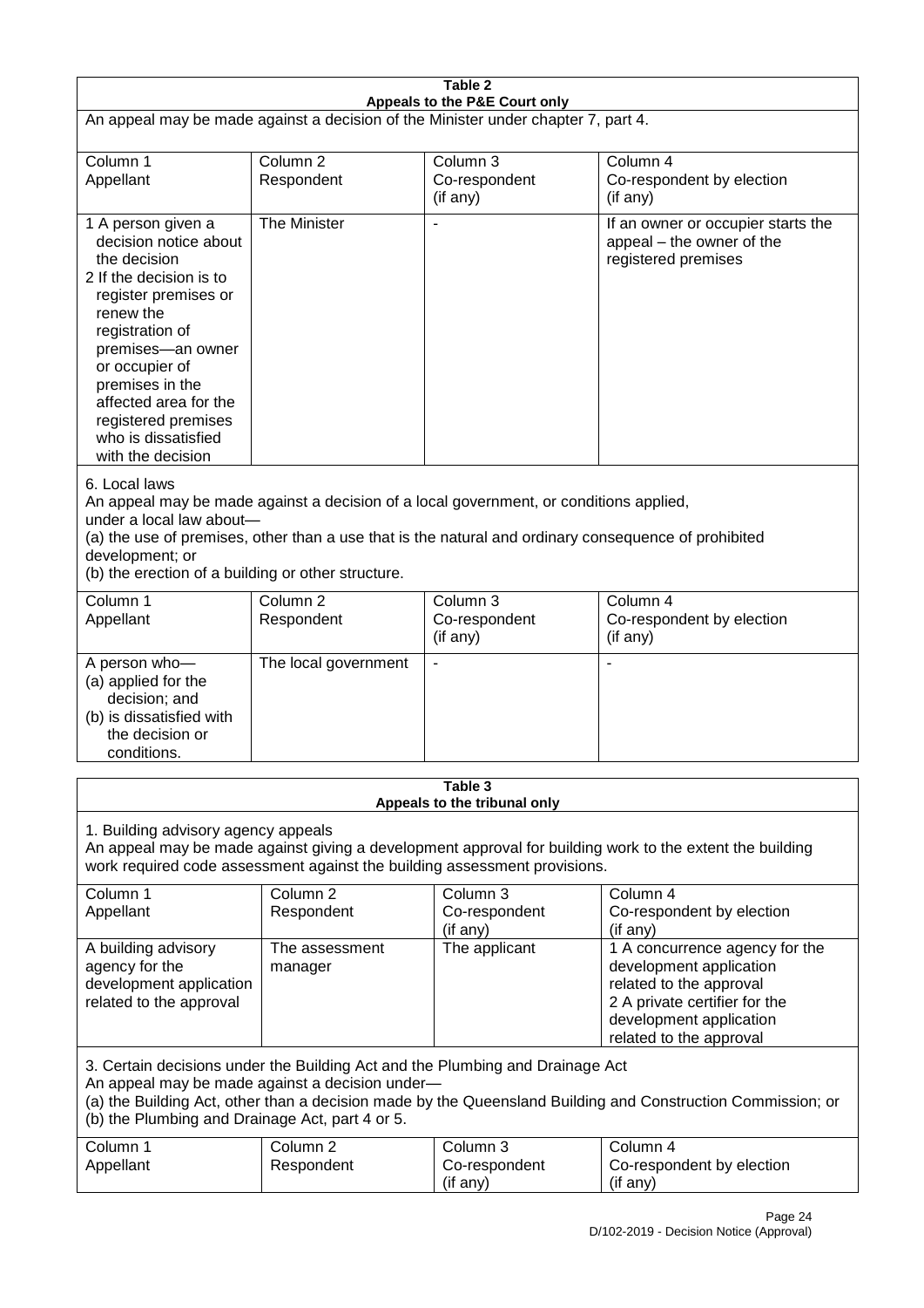| **Table 2**<br>**Appeals to the P&E Court only** | | | |
|---|---|---|---|
| An appeal may be made against a decision of the Minister under chapter 7, part 4. | | | |
| Column 1<br>Appellant | Column 2<br>Respondent | Column 3<br>Co-respondent<br>(if any) | Column 4<br>Co-respondent by election<br>(if any) |
| 1 A person given a decision notice about the decision<br>2 If the decision is to register premises or renew the registration of premises—an owner or occupier of premises in the affected area for the registered premises who is dissatisfied with the decision | The Minister | - | If an owner or occupier starts the appeal – the owner of the registered premises |
| 6. Local laws<br>An appeal may be made against a decision of a local government, or conditions applied, under a local law about—<br>(a) the use of premises, other than a use that is the natural and ordinary consequence of prohibited development; or<br>(b) the erection of a building or other structure. | | | |
| Column 1<br>Appellant | Column 2<br>Respondent | Column 3<br>Co-respondent<br>(if any) | Column 4<br>Co-respondent by election<br>(if any) |
| A person who—<br>(a) applied for the decision; and<br>(b) is dissatisfied with the decision or conditions. | The local government | - | - |

| **Table 3**<br>**Appeals to the tribunal only** | | | |
|---|---|---|---|
| 1. Building advisory agency appeals<br>An appeal may be made against giving a development approval for building work to the extent the building work required code assessment against the building assessment provisions. | | | |
| Column 1<br>Appellant | Column 2<br>Respondent | Column 3<br>Co-respondent<br>(if any) | Column 4<br>Co-respondent by election<br>(if any) |
| A building advisory agency for the development application related to the approval | The assessment manager | The applicant | 1 A concurrence agency for the development application related to the approval<br>2 A private certifier for the development application related to the approval |
| 3. Certain decisions under the Building Act and the Plumbing and Drainage Act<br>An appeal may be made against a decision under—<br>(a) the Building Act, other than a decision made by the Queensland Building and Construction Commission; or<br>(b) the Plumbing and Drainage Act, part 4 or 5. | | | |
| Column 1<br>Appellant | Column 2<br>Respondent | Column 3<br>Co-respondent<br>(if any) | Column 4<br>Co-respondent by election<br>(if any) |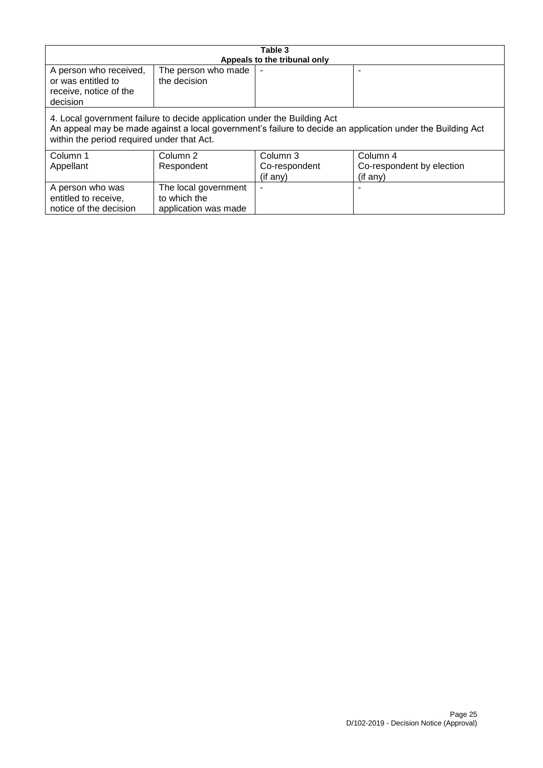| Table 3<br>Appeals to the tribunal only | | | |
|---|---|---|---|
| A person who received, or was entitled to receive, notice of the decision | The person who made the decision | - | - |
| **4. Local government failure to decide application under the Building Act**<br>An appeal may be made against a local government's failure to decide an application under the Building Act within the period required under that Act. | | | |
| Column 1<br>Appellant | Column 2<br>Respondent | Column 3<br>Co-respondent<br>(if any) | Column 4<br>Co-respondent by election<br>(if any) |
| A person who was entitled to receive, notice of the decision | The local government to which the application was made | - | - |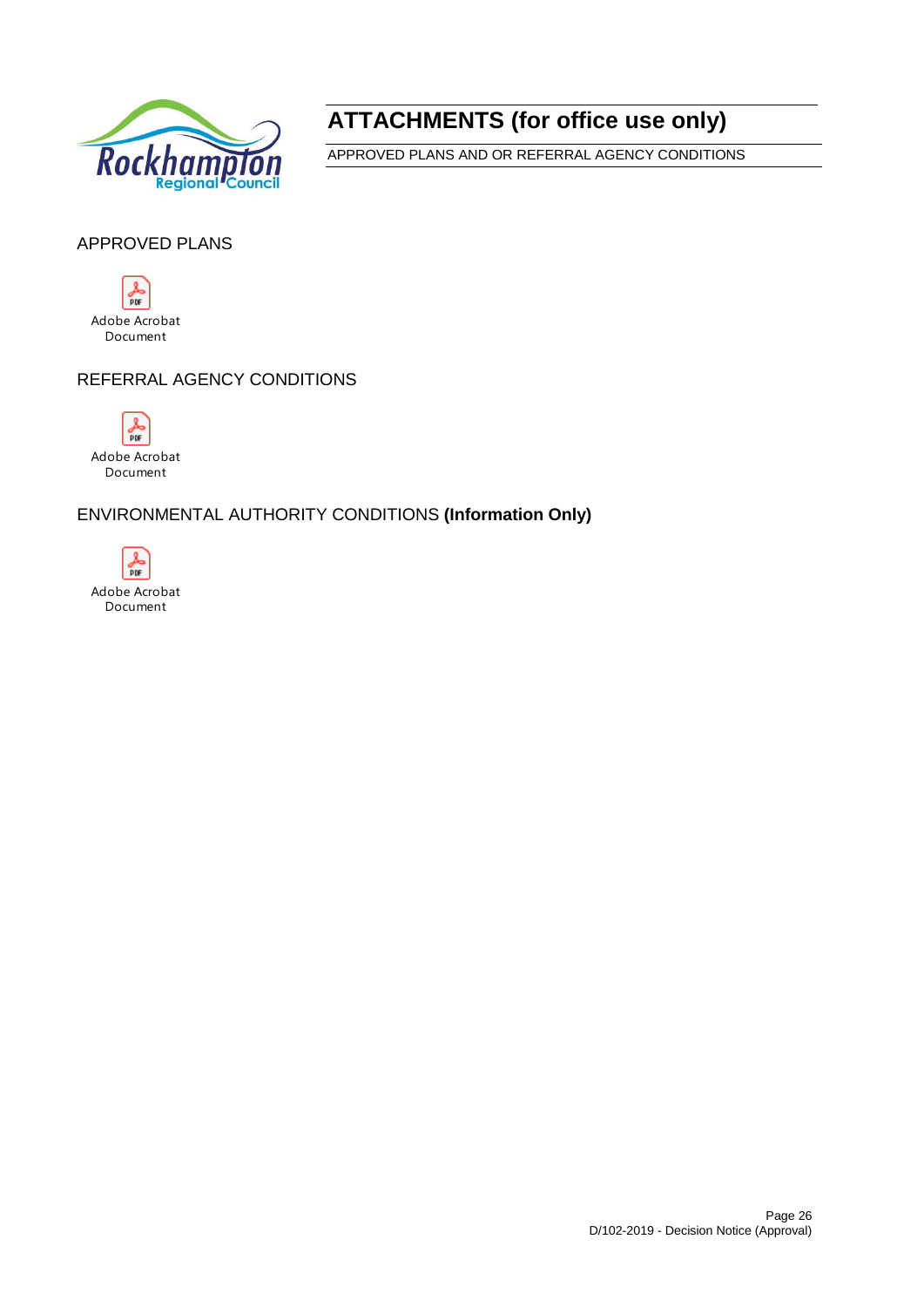# ATTACHMENTS (for office use only)

APPROVED PLANS AND OR REFERRAL AGENCY CONDITIONS

## APPROVED PLANS

Adobe Acrobat Document

## REFERRAL AGENCY CONDITIONS

Adobe Acrobat Document

## ENVIRONMENTAL AUTHORITY CONDITIONS **(Information Only)**

Adobe Acrobat Document